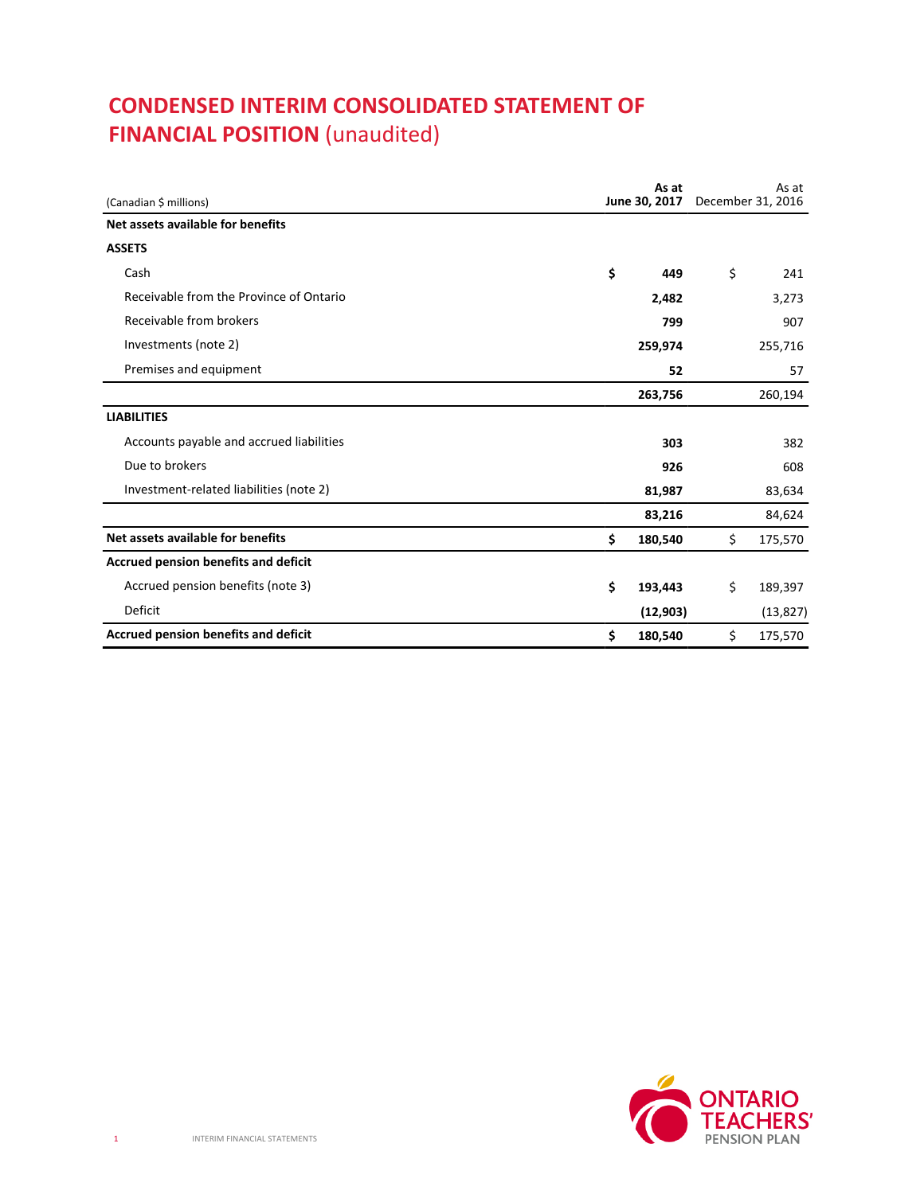# CONDENSED INTERIM CONSOLIDATED STATEMENT OF FINANCIAL POSITION (unaudited)

| (Canadian $ millions) | As at June 30, 2017 | As at December 31, 2016 |
|---|---|---|
| **Net assets available for benefits** | | |
| **ASSETS** | | |
| Cash | **$ 449** | $ 241 |
| Receivable from the Province of Ontario | **2,482** | 3,273 |
| Receivable from brokers | **799** | 907 |
| Investments (note 2) | **259,974** | 255,716 |
| Premises and equipment | **52** | 57 |
| | **263,756** | 260,194 |
| **LIABILITIES** | | |
| Accounts payable and accrued liabilities | **303** | 382 |
| Due to brokers | **926** | 608 |
| Investment-related liabilities (note 2) | **81,987** | 83,634 |
| | **83,216** | 84,624 |
| **Net assets available for benefits** | **$ 180,540** | $ 175,570 |
| **Accrued pension benefits and deficit** | | |
| Accrued pension benefits (note 3) | **$ 193,443** | $ 189,397 |
| Deficit | **(12,903)** | (13,827) |
| **Accrued pension benefits and deficit** | **$ 180,540** | $ 175,570 |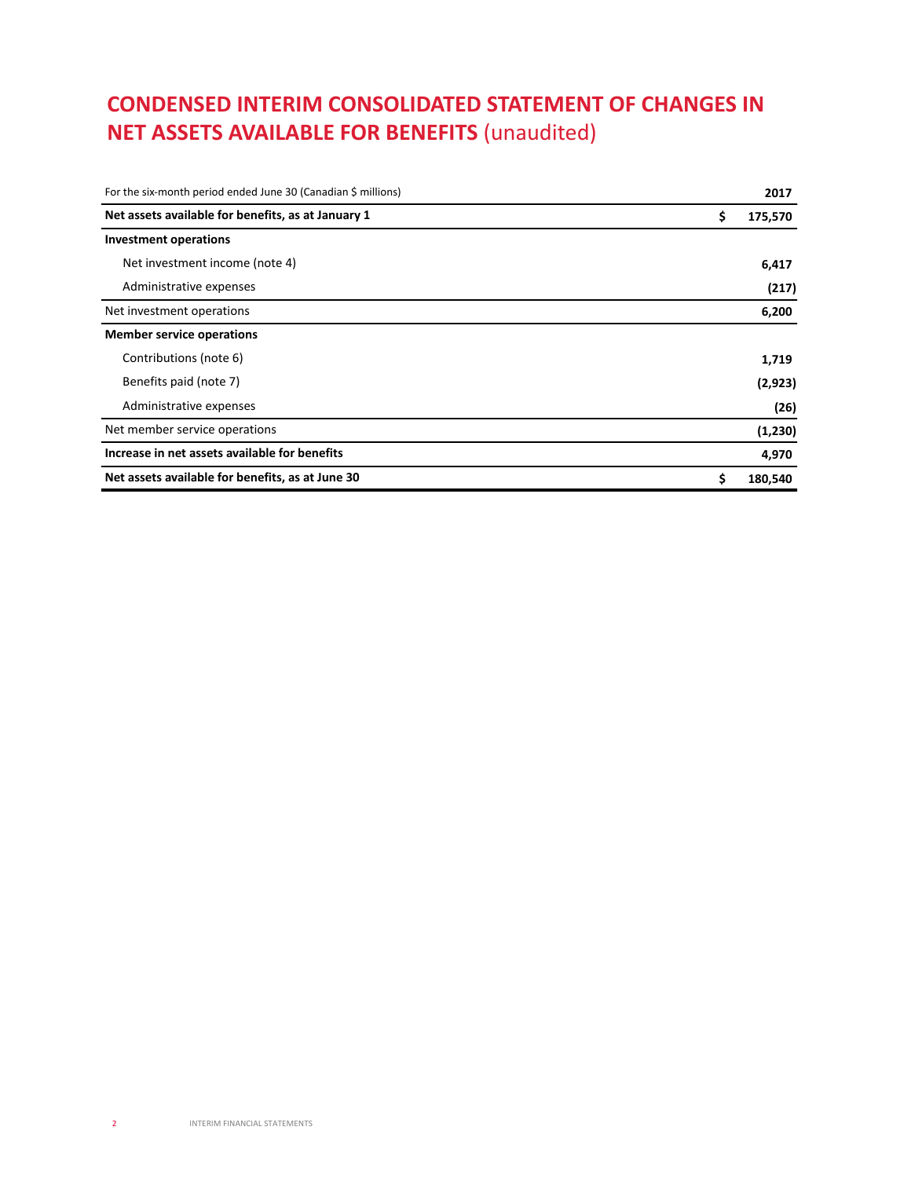# CONDENSED INTERIM CONSOLIDATED STATEMENT OF CHANGES IN NET ASSETS AVAILABLE FOR BENEFITS (unaudited)

| For the six-month period ended June 30 (Canadian $ millions) | 2017 |
|---|---|
| **Net assets available for benefits, as at January 1** | **$ 175,570** |
| **Investment operations** | |
| Net investment income (note 4) | **6,417** |
| Administrative expenses | **(217)** |
| Net investment operations | **6,200** |
| **Member service operations** | |
| Contributions (note 6) | **1,719** |
| Benefits paid (note 7) | **(2,923)** |
| Administrative expenses | **(26)** |
| Net member service operations | **(1,230)** |
| **Increase in net assets available for benefits** | **4,970** |
| **Net assets available for benefits, as at June 30** | **$ 180,540** |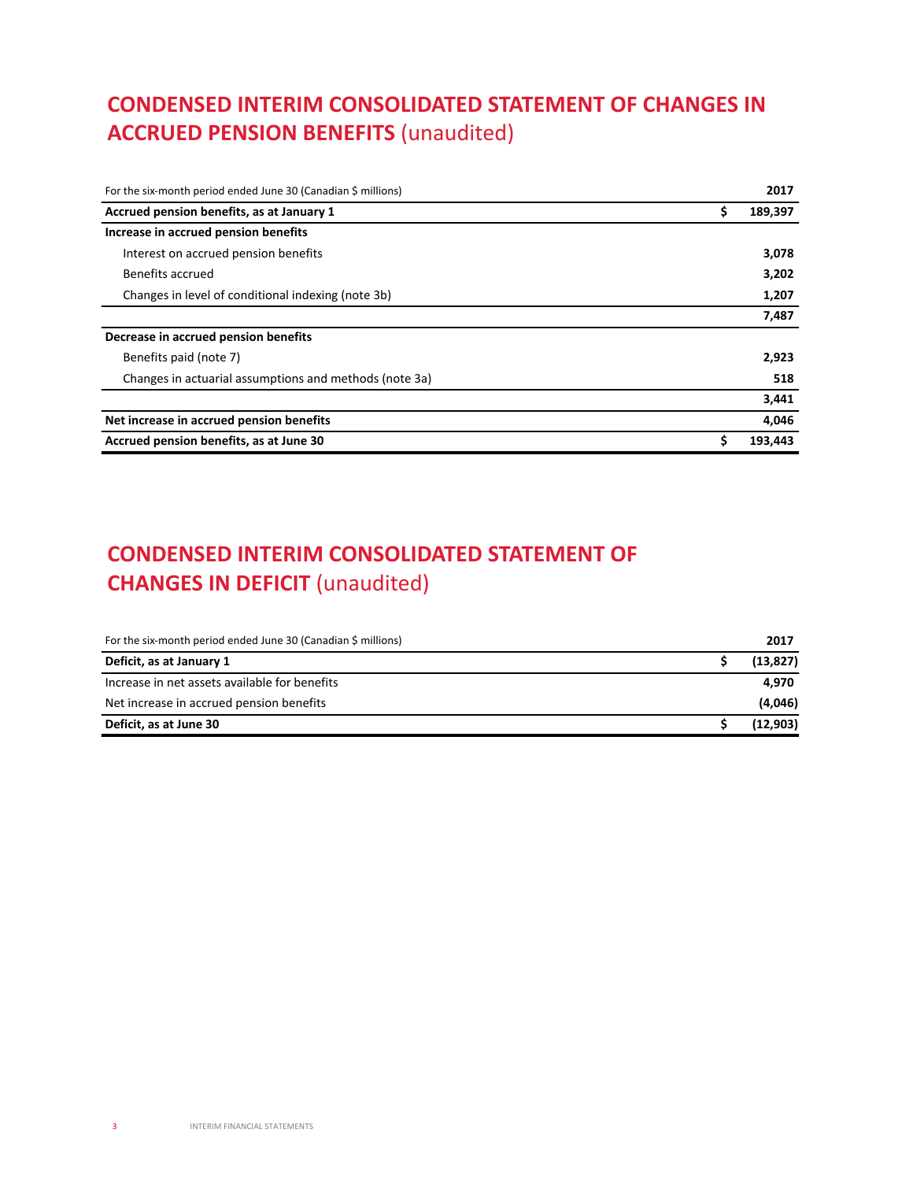# CONDENSED INTERIM CONSOLIDATED STATEMENT OF CHANGES IN ACCRUED PENSION BENEFITS (unaudited)

| For the six-month period ended June 30 (Canadian $ millions) | | 2017 |
|---|---|---|
| **Accrued pension benefits, as at January 1** | **$** | **189,397** |
| **Increase in accrued pension benefits** | | |
| Interest on accrued pension benefits | | **3,078** |
| Benefits accrued | | **3,202** |
| Changes in level of conditional indexing (note 3b) | | **1,207** |
| | | **7,487** |
| **Decrease in accrued pension benefits** | | |
| Benefits paid (note 7) | | **2,923** |
| Changes in actuarial assumptions and methods (note 3a) | | **518** |
| | | **3,441** |
| **Net increase in accrued pension benefits** | | **4,046** |
| **Accrued pension benefits, as at June 30** | **$** | **193,443** |

# CONDENSED INTERIM CONSOLIDATED STATEMENT OF CHANGES IN DEFICIT (unaudited)

| For the six-month period ended June 30 (Canadian $ millions) | | 2017 |
|---|---|---|
| **Deficit, as at January 1** | **$** | **(13,827)** |
| Increase in net assets available for benefits | | **4,970** |
| Net increase in accrued pension benefits | | **(4,046)** |
| **Deficit, as at June 30** | **$** | **(12,903)** |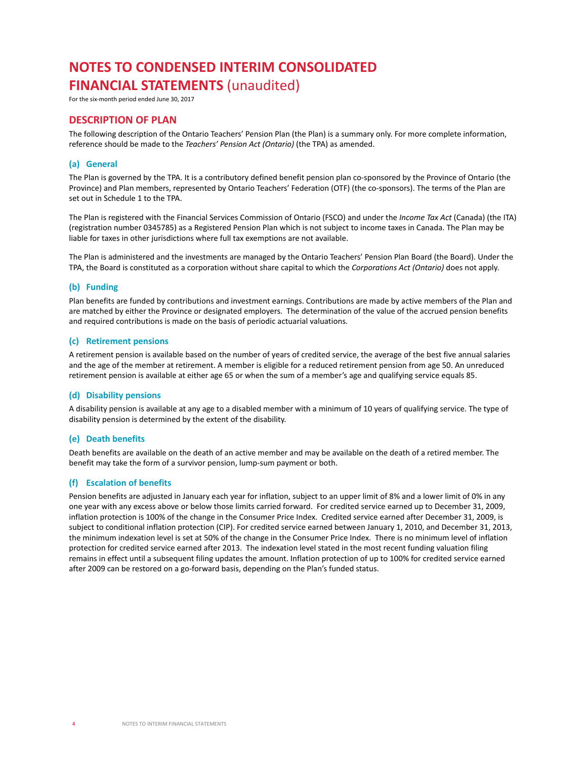# NOTES TO CONDENSED INTERIM CONSOLIDATED FINANCIAL STATEMENTS (unaudited)

For the six-month period ended June 30, 2017

## DESCRIPTION OF PLAN

The following description of the Ontario Teachers' Pension Plan (the Plan) is a summary only. For more complete information, reference should be made to the *Teachers' Pension Act (Ontario)* (the TPA) as amended.

### (a) General

The Plan is governed by the TPA. It is a contributory defined benefit pension plan co-sponsored by the Province of Ontario (the Province) and Plan members, represented by Ontario Teachers' Federation (OTF) (the co-sponsors). The terms of the Plan are set out in Schedule 1 to the TPA.

The Plan is registered with the Financial Services Commission of Ontario (FSCO) and under the *Income Tax Act* (Canada) (the ITA) (registration number 0345785) as a Registered Pension Plan which is not subject to income taxes in Canada. The Plan may be liable for taxes in other jurisdictions where full tax exemptions are not available.

The Plan is administered and the investments are managed by the Ontario Teachers' Pension Plan Board (the Board). Under the TPA, the Board is constituted as a corporation without share capital to which the *Corporations Act (Ontario)* does not apply.

### (b) Funding

Plan benefits are funded by contributions and investment earnings. Contributions are made by active members of the Plan and are matched by either the Province or designated employers. The determination of the value of the accrued pension benefits and required contributions is made on the basis of periodic actuarial valuations.

### (c) Retirement pensions

A retirement pension is available based on the number of years of credited service, the average of the best five annual salaries and the age of the member at retirement. A member is eligible for a reduced retirement pension from age 50. An unreduced retirement pension is available at either age 65 or when the sum of a member's age and qualifying service equals 85.

### (d) Disability pensions

A disability pension is available at any age to a disabled member with a minimum of 10 years of qualifying service. The type of disability pension is determined by the extent of the disability.

### (e) Death benefits

Death benefits are available on the death of an active member and may be available on the death of a retired member. The benefit may take the form of a survivor pension, lump-sum payment or both.

### (f) Escalation of benefits

Pension benefits are adjusted in January each year for inflation, subject to an upper limit of 8% and a lower limit of 0% in any one year with any excess above or below those limits carried forward. For credited service earned up to December 31, 2009, inflation protection is 100% of the change in the Consumer Price Index. Credited service earned after December 31, 2009, is subject to conditional inflation protection (CIP). For credited service earned between January 1, 2010, and December 31, 2013, the minimum indexation level is set at 50% of the change in the Consumer Price Index. There is no minimum level of inflation protection for credited service earned after 2013. The indexation level stated in the most recent funding valuation filing remains in effect until a subsequent filing updates the amount. Inflation protection of up to 100% for credited service earned after 2009 can be restored on a go-forward basis, depending on the Plan's funded status.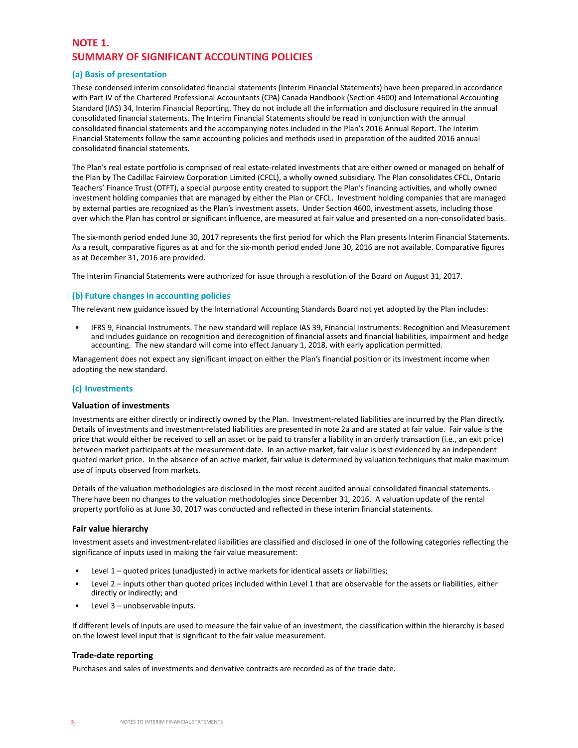## NOTE 1. SUMMARY OF SIGNIFICANT ACCOUNTING POLICIES

### (a) Basis of presentation

These condensed interim consolidated financial statements (Interim Financial Statements) have been prepared in accordance with Part IV of the Chartered Professional Accountants (CPA) Canada Handbook (Section 4600) and International Accounting Standard (IAS) 34, Interim Financial Reporting. They do not include all the information and disclosure required in the annual consolidated financial statements. The Interim Financial Statements should be read in conjunction with the annual consolidated financial statements and the accompanying notes included in the Plan's 2016 Annual Report. The Interim Financial Statements follow the same accounting policies and methods used in preparation of the audited 2016 annual consolidated financial statements.

The Plan's real estate portfolio is comprised of real estate-related investments that are either owned or managed on behalf of the Plan by The Cadillac Fairview Corporation Limited (CFCL), a wholly owned subsidiary. The Plan consolidates CFCL, Ontario Teachers' Finance Trust (OTFT), a special purpose entity created to support the Plan's financing activities, and wholly owned investment holding companies that are managed by either the Plan or CFCL. Investment holding companies that are managed by external parties are recognized as the Plan's investment assets. Under Section 4600, investment assets, including those over which the Plan has control or significant influence, are measured at fair value and presented on a non-consolidated basis.

The six-month period ended June 30, 2017 represents the first period for which the Plan presents Interim Financial Statements. As a result, comparative figures as at and for the six-month period ended June 30, 2016 are not available. Comparative figures as at December 31, 2016 are provided.

The Interim Financial Statements were authorized for issue through a resolution of the Board on August 31, 2017.

### (b) Future changes in accounting policies

The relevant new guidance issued by the International Accounting Standards Board not yet adopted by the Plan includes:

- IFRS 9, Financial Instruments. The new standard will replace IAS 39, Financial Instruments: Recognition and Measurement and includes guidance on recognition and derecognition of financial assets and financial liabilities, impairment and hedge accounting. The new standard will come into effect January 1, 2018, with early application permitted.

Management does not expect any significant impact on either the Plan's financial position or its investment income when adopting the new standard.

### (c) Investments

#### Valuation of investments

Investments are either directly or indirectly owned by the Plan. Investment-related liabilities are incurred by the Plan directly. Details of investments and investment-related liabilities are presented in note 2a and are stated at fair value. Fair value is the price that would either be received to sell an asset or be paid to transfer a liability in an orderly transaction (i.e., an exit price) between market participants at the measurement date. In an active market, fair value is best evidenced by an independent quoted market price. In the absence of an active market, fair value is determined by valuation techniques that make maximum use of inputs observed from markets.

Details of the valuation methodologies are disclosed in the most recent audited annual consolidated financial statements. There have been no changes to the valuation methodologies since December 31, 2016. A valuation update of the rental property portfolio as at June 30, 2017 was conducted and reflected in these interim financial statements.

#### Fair value hierarchy

Investment assets and investment-related liabilities are classified and disclosed in one of the following categories reflecting the significance of inputs used in making the fair value measurement:

- Level 1 – quoted prices (unadjusted) in active markets for identical assets or liabilities;
- Level 2 – inputs other than quoted prices included within Level 1 that are observable for the assets or liabilities, either directly or indirectly; and
- Level 3 – unobservable inputs.

If different levels of inputs are used to measure the fair value of an investment, the classification within the hierarchy is based on the lowest level input that is significant to the fair value measurement.

#### Trade-date reporting

Purchases and sales of investments and derivative contracts are recorded as of the trade date.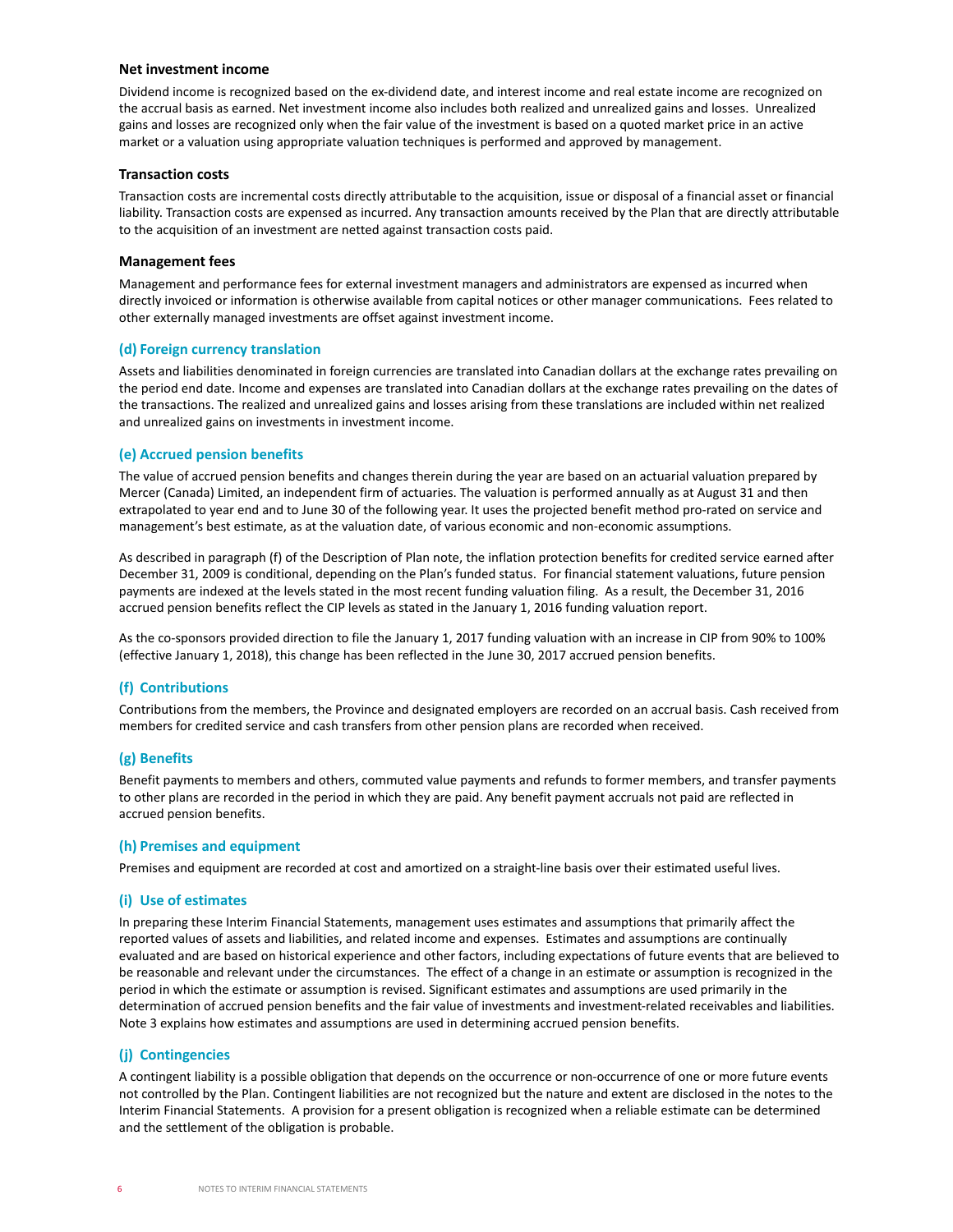#### Net investment income

Dividend income is recognized based on the ex-dividend date, and interest income and real estate income are recognized on the accrual basis as earned. Net investment income also includes both realized and unrealized gains and losses. Unrealized gains and losses are recognized only when the fair value of the investment is based on a quoted market price in an active market or a valuation using appropriate valuation techniques is performed and approved by management.

#### Transaction costs

Transaction costs are incremental costs directly attributable to the acquisition, issue or disposal of a financial asset or financial liability. Transaction costs are expensed as incurred. Any transaction amounts received by the Plan that are directly attributable to the acquisition of an investment are netted against transaction costs paid.

#### Management fees

Management and performance fees for external investment managers and administrators are expensed as incurred when directly invoiced or information is otherwise available from capital notices or other manager communications. Fees related to other externally managed investments are offset against investment income.

### (d) Foreign currency translation

Assets and liabilities denominated in foreign currencies are translated into Canadian dollars at the exchange rates prevailing on the period end date. Income and expenses are translated into Canadian dollars at the exchange rates prevailing on the dates of the transactions. The realized and unrealized gains and losses arising from these translations are included within net realized and unrealized gains on investments in investment income.

### (e) Accrued pension benefits

The value of accrued pension benefits and changes therein during the year are based on an actuarial valuation prepared by Mercer (Canada) Limited, an independent firm of actuaries. The valuation is performed annually as at August 31 and then extrapolated to year end and to June 30 of the following year. It uses the projected benefit method pro-rated on service and management's best estimate, as at the valuation date, of various economic and non-economic assumptions.

As described in paragraph (f) of the Description of Plan note, the inflation protection benefits for credited service earned after December 31, 2009 is conditional, depending on the Plan's funded status. For financial statement valuations, future pension payments are indexed at the levels stated in the most recent funding valuation filing. As a result, the December 31, 2016 accrued pension benefits reflect the CIP levels as stated in the January 1, 2016 funding valuation report.

As the co-sponsors provided direction to file the January 1, 2017 funding valuation with an increase in CIP from 90% to 100% (effective January 1, 2018), this change has been reflected in the June 30, 2017 accrued pension benefits.

### (f) Contributions

Contributions from the members, the Province and designated employers are recorded on an accrual basis. Cash received from members for credited service and cash transfers from other pension plans are recorded when received.

### (g) Benefits

Benefit payments to members and others, commuted value payments and refunds to former members, and transfer payments to other plans are recorded in the period in which they are paid. Any benefit payment accruals not paid are reflected in accrued pension benefits.

### (h) Premises and equipment

Premises and equipment are recorded at cost and amortized on a straight-line basis over their estimated useful lives.

### (i) Use of estimates

In preparing these Interim Financial Statements, management uses estimates and assumptions that primarily affect the reported values of assets and liabilities, and related income and expenses. Estimates and assumptions are continually evaluated and are based on historical experience and other factors, including expectations of future events that are believed to be reasonable and relevant under the circumstances. The effect of a change in an estimate or assumption is recognized in the period in which the estimate or assumption is revised. Significant estimates and assumptions are used primarily in the determination of accrued pension benefits and the fair value of investments and investment-related receivables and liabilities. Note 3 explains how estimates and assumptions are used in determining accrued pension benefits.

### (j) Contingencies

A contingent liability is a possible obligation that depends on the occurrence or non-occurrence of one or more future events not controlled by the Plan. Contingent liabilities are not recognized but the nature and extent are disclosed in the notes to the Interim Financial Statements. A provision for a present obligation is recognized when a reliable estimate can be determined and the settlement of the obligation is probable.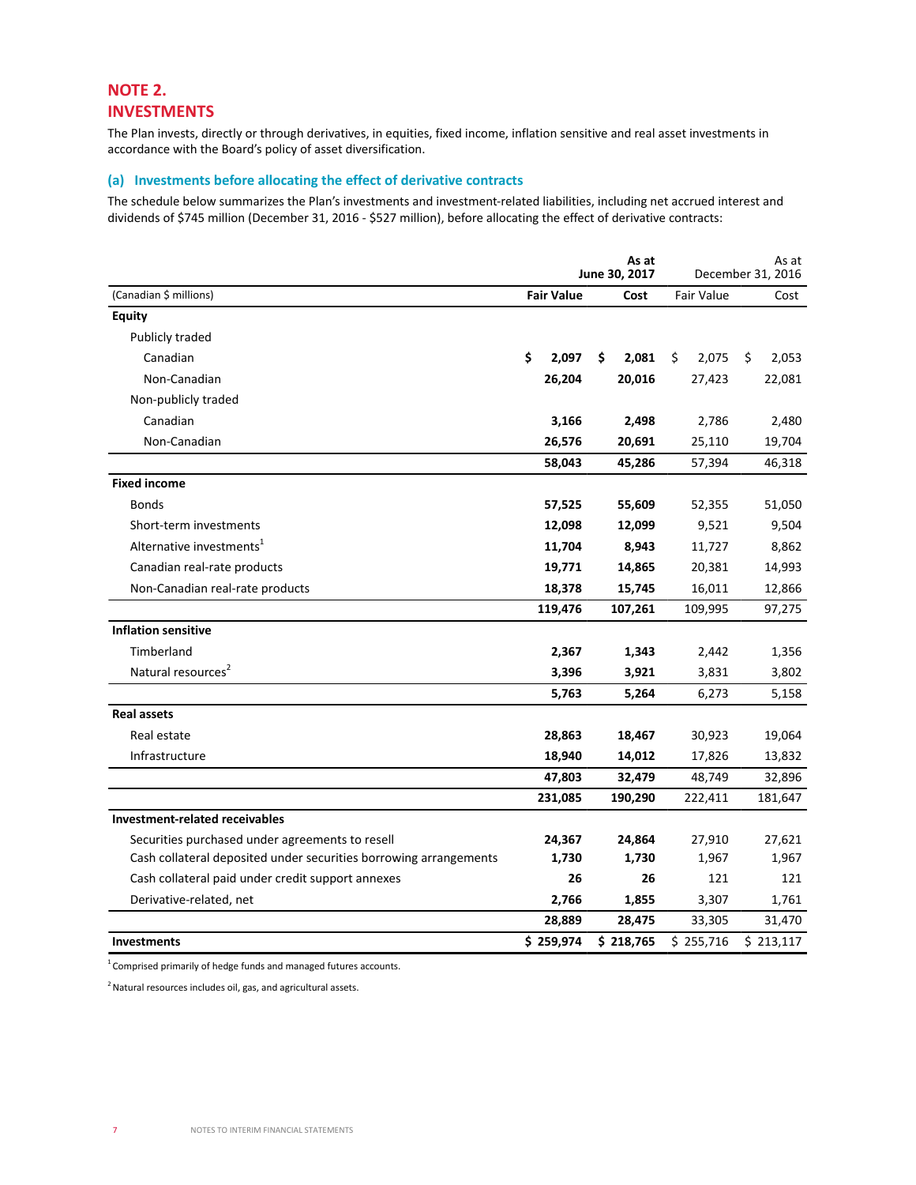## NOTE 2.
## INVESTMENTS

The Plan invests, directly or through derivatives, in equities, fixed income, inflation sensitive and real asset investments in accordance with the Board's policy of asset diversification.

### (a) Investments before allocating the effect of derivative contracts

The schedule below summarizes the Plan's investments and investment-related liabilities, including net accrued interest and dividends of $745 million (December 31, 2016 - $527 million), before allocating the effect of derivative contracts:

| | As at June 30, 2017 | | As at December 31, 2016 | |
|---|---|---|---|---|
| (Canadian $ millions) | **Fair Value** | **Cost** | Fair Value | Cost |
| **Equity** | | | | |
| Publicly traded | | | | |
| Canadian | **$ 2,097** | **$ 2,081** | $ 2,075 | $ 2,053 |
| Non-Canadian | **26,204** | **20,016** | 27,423 | 22,081 |
| Non-publicly traded | | | | |
| Canadian | **3,166** | **2,498** | 2,786 | 2,480 |
| Non-Canadian | **26,576** | **20,691** | 25,110 | 19,704 |
| | **58,043** | **45,286** | 57,394 | 46,318 |
| **Fixed income** | | | | |
| Bonds | **57,525** | **55,609** | 52,355 | 51,050 |
| Short-term investments | **12,098** | **12,099** | 9,521 | 9,504 |
| Alternative investments[1] | **11,704** | **8,943** | 11,727 | 8,862 |
| Canadian real-rate products | **19,771** | **14,865** | 20,381 | 14,993 |
| Non-Canadian real-rate products | **18,378** | **15,745** | 16,011 | 12,866 |
| | **119,476** | **107,261** | 109,995 | 97,275 |
| **Inflation sensitive** | | | | |
| Timberland | **2,367** | **1,343** | 2,442 | 1,356 |
| Natural resources[2] | **3,396** | **3,921** | 3,831 | 3,802 |
| | **5,763** | **5,264** | 6,273 | 5,158 |
| **Real assets** | | | | |
| Real estate | **28,863** | **18,467** | 30,923 | 19,064 |
| Infrastructure | **18,940** | **14,012** | 17,826 | 13,832 |
| | **47,803** | **32,479** | 48,749 | 32,896 |
| | **231,085** | **190,290** | 222,411 | 181,647 |
| **Investment-related receivables** | | | | |
| Securities purchased under agreements to resell | **24,367** | **24,864** | 27,910 | 27,621 |
| Cash collateral deposited under securities borrowing arrangements | **1,730** | **1,730** | 1,967 | 1,967 |
| Cash collateral paid under credit support annexes | **26** | **26** | 121 | 121 |
| Derivative-related, net | **2,766** | **1,855** | 3,307 | 1,761 |
| | **28,889** | **28,475** | 33,305 | 31,470 |
| **Investments** | **$ 259,974** | **$ 218,765** | $ 255,716 | $ 213,117 |

[1] Comprised primarily of hedge funds and managed futures accounts.

[2] Natural resources includes oil, gas, and agricultural assets.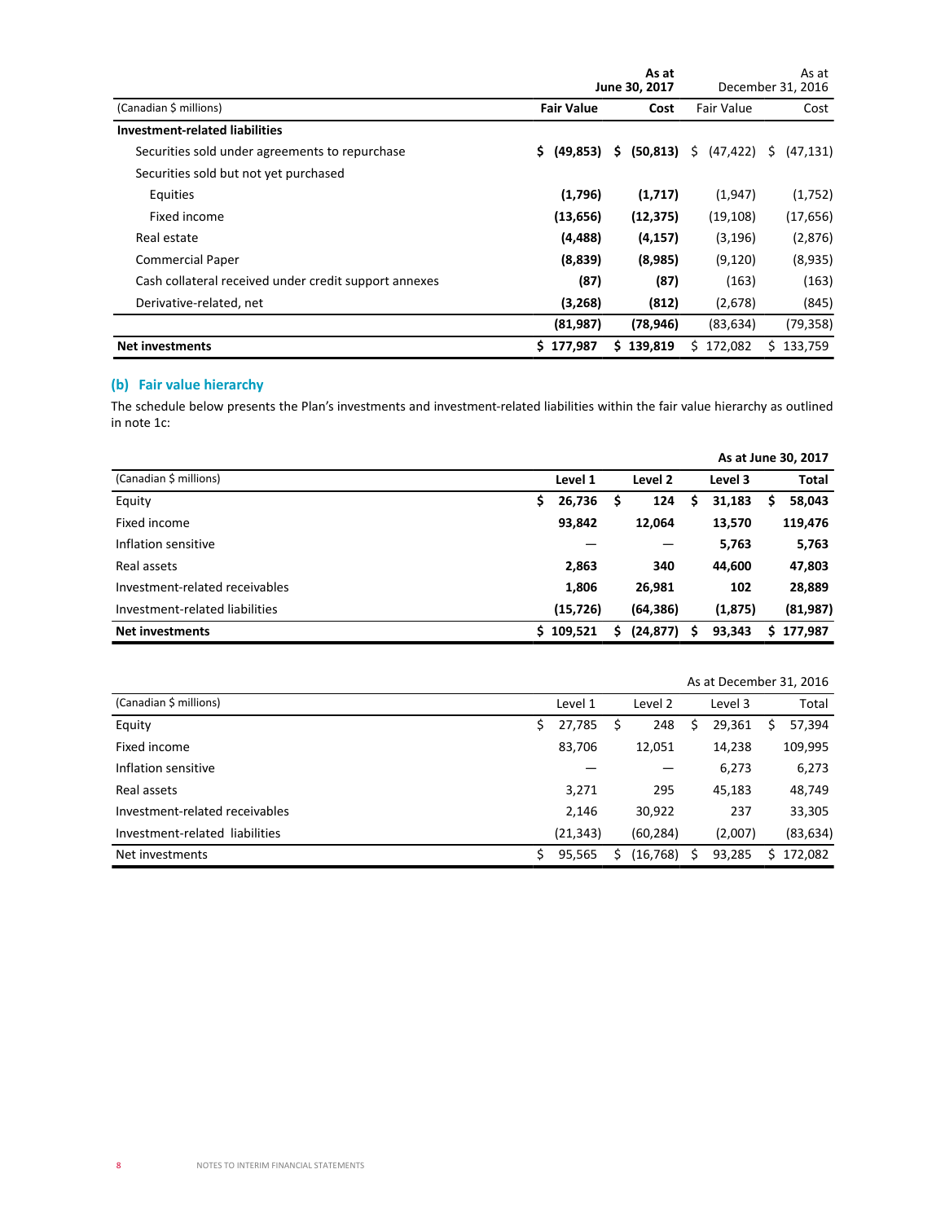| (Canadian $ millions) | As at June 30, 2017 Fair Value | Cost | As at December 31, 2016 Fair Value | Cost |
|---|---|---|---|---|
| **Investment-related liabilities** | | | | |
| Securities sold under agreements to repurchase | **$ (49,853)** | **$ (50,813)** | $ (47,422) | $ (47,131) |
| Securities sold but not yet purchased | | | | |
| Equities | **(1,796)** | **(1,717)** | (1,947) | (1,752) |
| Fixed income | **(13,656)** | **(12,375)** | (19,108) | (17,656) |
| Real estate | **(4,488)** | **(4,157)** | (3,196) | (2,876) |
| Commercial Paper | **(8,839)** | **(8,985)** | (9,120) | (8,935) |
| Cash collateral received under credit support annexes | **(87)** | **(87)** | (163) | (163) |
| Derivative-related, net | **(3,268)** | **(812)** | (2,678) | (845) |
| | **(81,987)** | **(78,946)** | (83,634) | (79,358) |
| **Net investments** | **$ 177,987** | **$ 139,819** | $ 172,082 | $ 133,759 |

## (b) Fair value hierarchy

The schedule below presents the Plan's investments and investment-related liabilities within the fair value hierarchy as outlined in note 1c:

**As at June 30, 2017**

| (Canadian $ millions) | Level 1 | Level 2 | Level 3 | Total |
|---|---|---|---|---|
| Equity | **$ 26,736** | **$ 124** | **$ 31,183** | **$ 58,043** |
| Fixed income | **93,842** | **12,064** | **13,570** | **119,476** |
| Inflation sensitive | **—** | **—** | **5,763** | **5,763** |
| Real assets | **2,863** | **340** | **44,600** | **47,803** |
| Investment-related receivables | **1,806** | **26,981** | **102** | **28,889** |
| Investment-related liabilities | **(15,726)** | **(64,386)** | **(1,875)** | **(81,987)** |
| **Net investments** | **$ 109,521** | **$ (24,877)** | **$ 93,343** | **$ 177,987** |

As at December 31, 2016

| (Canadian $ millions) | Level 1 | Level 2 | Level 3 | Total |
|---|---|---|---|---|
| Equity | $ 27,785 | $ 248 | $ 29,361 | $ 57,394 |
| Fixed income | 83,706 | 12,051 | 14,238 | 109,995 |
| Inflation sensitive | — | — | 6,273 | 6,273 |
| Real assets | 3,271 | 295 | 45,183 | 48,749 |
| Investment-related receivables | 2,146 | 30,922 | 237 | 33,305 |
| Investment-related liabilities | (21,343) | (60,284) | (2,007) | (83,634) |
| Net investments | $ 95,565 | $ (16,768) | $ 93,285 | $ 172,082 |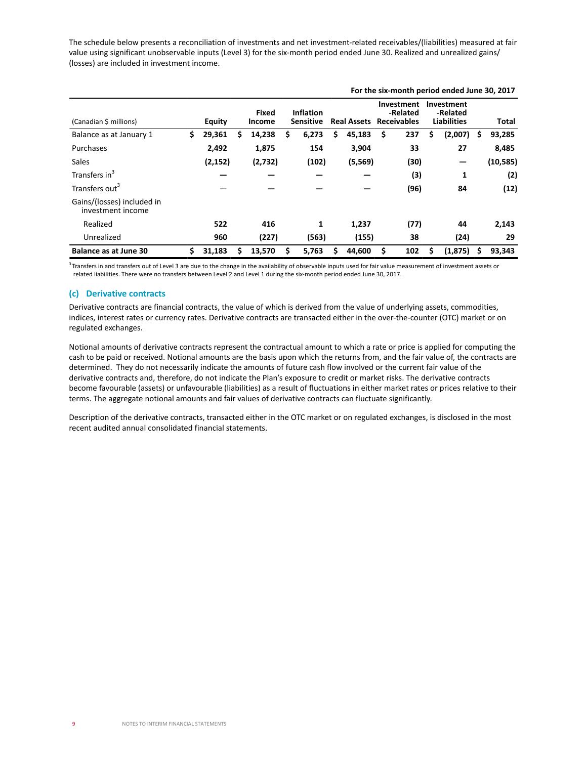The schedule below presents a reconciliation of investments and net investment-related receivables/(liabilities) measured at fair value using significant unobservable inputs (Level 3) for the six-month period ended June 30. Realized and unrealized gains/(losses) are included in investment income.

| For the six-month period ended June 30, 2017 | | | | | | | |
|---|---|---|---|---|---|---|---|
| (Canadian $ millions) | Equity | Fixed Income | Inflation Sensitive | Real Assets | Investment-Related Receivables | Investment-Related Liabilities | Total |
| Balance as at January 1 | $ 29,361 | $ 14,238 | $ 6,273 | $ 45,183 | $ 237 | $ (2,007) | $ 93,285 |
| Purchases | 2,492 | 1,875 | 154 | 3,904 | 33 | 27 | 8,485 |
| Sales | (2,152) | (2,732) | (102) | (5,569) | (30) | — | (10,585) |
| Transfers in[3] | — | — | — | — | (3) | 1 | (2) |
| Transfers out[3] | — | — | — | — | (96) | 84 | (12) |
| Gains/(losses) included in investment income | | | | | | | |
| Realized | 522 | 416 | 1 | 1,237 | (77) | 44 | 2,143 |
| Unrealized | 960 | (227) | (563) | (155) | 38 | (24) | 29 |
| **Balance as at June 30** | **$ 31,183** | **$ 13,570** | **$ 5,763** | **$ 44,600** | **$ 102** | **$ (1,875)** | **$ 93,343** |

[3] Transfers in and transfers out of Level 3 are due to the change in the availability of observable inputs used for fair value measurement of investment assets or related liabilities. There were no transfers between Level 2 and Level 1 during the six-month period ended June 30, 2017.

### (c) Derivative contracts

Derivative contracts are financial contracts, the value of which is derived from the value of underlying assets, commodities, indices, interest rates or currency rates. Derivative contracts are transacted either in the over-the-counter (OTC) market or on regulated exchanges.

Notional amounts of derivative contracts represent the contractual amount to which a rate or price is applied for computing the cash to be paid or received. Notional amounts are the basis upon which the returns from, and the fair value of, the contracts are determined. They do not necessarily indicate the amounts of future cash flow involved or the current fair value of the derivative contracts and, therefore, do not indicate the Plan's exposure to credit or market risks. The derivative contracts become favourable (assets) or unfavourable (liabilities) as a result of fluctuations in either market rates or prices relative to their terms. The aggregate notional amounts and fair values of derivative contracts can fluctuate significantly.

Description of the derivative contracts, transacted either in the OTC market or on regulated exchanges, is disclosed in the most recent audited annual consolidated financial statements.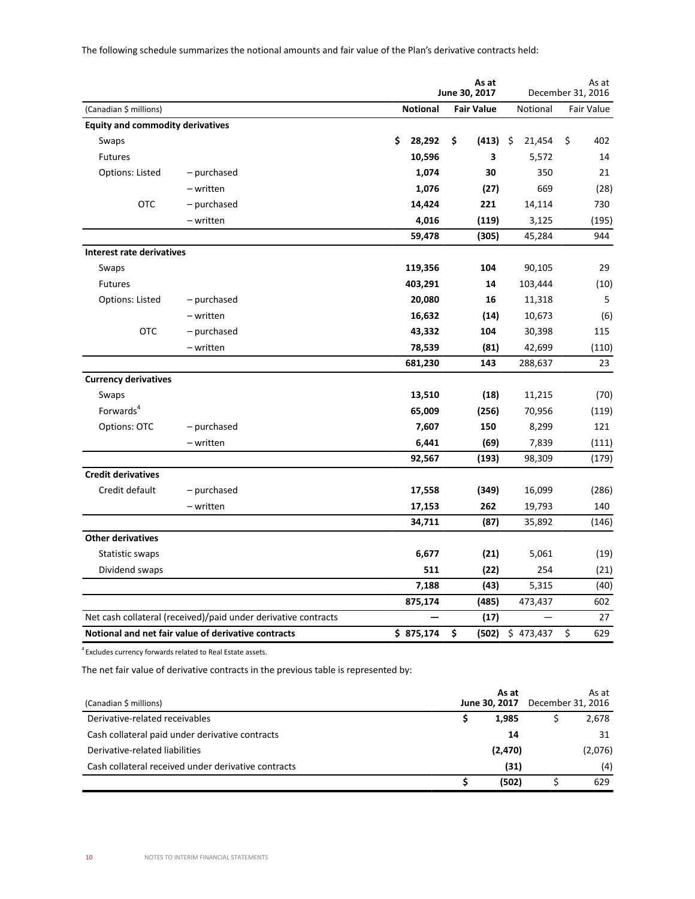The following schedule summarizes the notional amounts and fair value of the Plan's derivative contracts held:

| (Canadian $ millions) | | As at June 30, 2017 Notional | As at June 30, 2017 Fair Value | As at December 31, 2016 Notional | As at December 31, 2016 Fair Value |
|---|---|---|---|---|---|
| **Equity and commodity derivatives** | | | | | |
| Swaps | | **$ 28,292** | **$ (413)** | $ 21,454 | $ 402 |
| Futures | | **10,596** | **3** | 5,572 | 14 |
| Options: Listed | – purchased | **1,074** | **30** | 350 | 21 |
| | – written | **1,076** | **(27)** | 669 | (28) |
| OTC | – purchased | **14,424** | **221** | 14,114 | 730 |
| | – written | **4,016** | **(119)** | 3,125 | (195) |
| | | **59,478** | **(305)** | 45,284 | 944 |
| **Interest rate derivatives** | | | | | |
| Swaps | | **119,356** | **104** | 90,105 | 29 |
| Futures | | **403,291** | **14** | 103,444 | (10) |
| Options: Listed | – purchased | **20,080** | **16** | 11,318 | 5 |
| | – written | **16,632** | **(14)** | 10,673 | (6) |
| OTC | – purchased | **43,332** | **104** | 30,398 | 115 |
| | – written | **78,539** | **(81)** | 42,699 | (110) |
| | | **681,230** | **143** | 288,637 | 23 |
| **Currency derivatives** | | | | | |
| Swaps | | **13,510** | **(18)** | 11,215 | (70) |
| Forwards[4] | | **65,009** | **(256)** | 70,956 | (119) |
| Options: OTC | – purchased | **7,607** | **150** | 8,299 | 121 |
| | – written | **6,441** | **(69)** | 7,839 | (111) |
| | | **92,567** | **(193)** | 98,309 | (179) |
| **Credit derivatives** | | | | | |
| Credit default | – purchased | **17,558** | **(349)** | 16,099 | (286) |
| | – written | **17,153** | **262** | 19,793 | 140 |
| | | **34,711** | **(87)** | 35,892 | (146) |
| **Other derivatives** | | | | | |
| Statistic swaps | | **6,677** | **(21)** | 5,061 | (19) |
| Dividend swaps | | **511** | **(22)** | 254 | (21) |
| | | **7,188** | **(43)** | 5,315 | (40) |
| | | **875,174** | **(485)** | 473,437 | 602 |
| Net cash collateral (received)/paid under derivative contracts | | **—** | **(17)** | — | 27 |
| **Notional and net fair value of derivative contracts** | | **$ 875,174** | **$ (502)** | $ 473,437 | $ 629 |

[4] Excludes currency forwards related to Real Estate assets.

The net fair value of derivative contracts in the previous table is represented by:

| (Canadian $ millions) | As at June 30, 2017 | As at December 31, 2016 |
|---|---|---|
| Derivative-related receivables | **$ 1,985** | $ 2,678 |
| Cash collateral paid under derivative contracts | **14** | 31 |
| Derivative-related liabilities | **(2,470)** | (2,076) |
| Cash collateral received under derivative contracts | **(31)** | (4) |
| | **$ (502)** | $ 629 |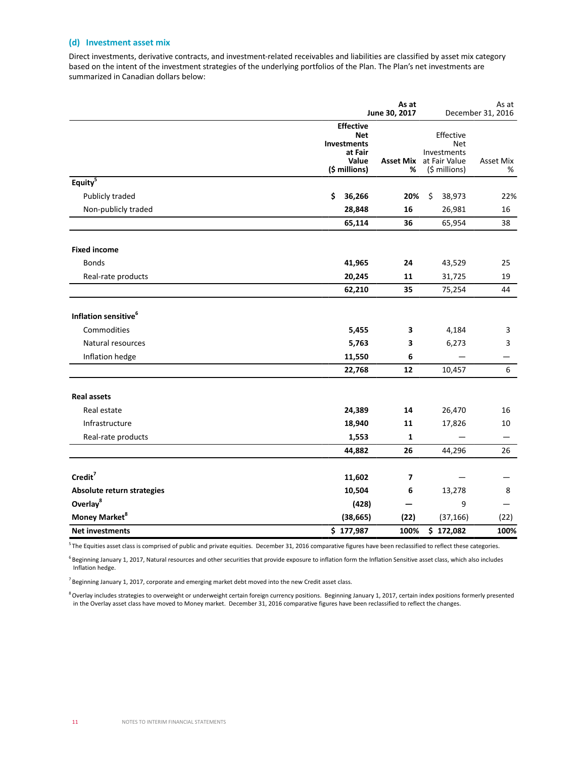### (d) Investment asset mix

Direct investments, derivative contracts, and investment-related receivables and liabilities are classified by asset mix category based on the intent of the investment strategies of the underlying portfolios of the Plan. The Plan's net investments are summarized in Canadian dollars below:

| | As at June 30, 2017 | | As at December 31, 2016 | |
|---|---|---|---|---|
| | **Effective Net Investments at Fair Value ($ millions)** | **Asset Mix %** | Effective Net Investments at Fair Value ($ millions) | Asset Mix % |
| **Equity**[5] | | | | |
| Publicly traded | **$ 36,266** | **20%** | $ 38,973 | 22% |
| Non-publicly traded | **28,848** | **16** | 26,981 | 16 |
| | **65,114** | **36** | 65,954 | 38 |
| **Fixed income** | | | | |
| Bonds | **41,965** | **24** | 43,529 | 25 |
| Real-rate products | **20,245** | **11** | 31,725 | 19 |
| | **62,210** | **35** | 75,254 | 44 |
| **Inflation sensitive**[6] | | | | |
| Commodities | **5,455** | **3** | 4,184 | 3 |
| Natural resources | **5,763** | **3** | 6,273 | 3 |
| Inflation hedge | **11,550** | **6** | — | — |
| | **22,768** | **12** | 10,457 | 6 |
| **Real assets** | | | | |
| Real estate | **24,389** | **14** | 26,470 | 16 |
| Infrastructure | **18,940** | **11** | 17,826 | 10 |
| Real-rate products | **1,553** | **1** | — | — |
| | **44,882** | **26** | 44,296 | 26 |
| **Credit**[7] | **11,602** | **7** | — | — |
| **Absolute return strategies** | **10,504** | **6** | 13,278 | 8 |
| **Overlay**[8] | **(428)** | **—** | 9 | — |
| **Money Market**[8] | **(38,665)** | **(22)** | (37,166) | (22) |
| **Net investments** | **$ 177,987** | **100%** | **$ 172,082** | **100%** |

[5] The Equities asset class is comprised of public and private equities. December 31, 2016 comparative figures have been reclassified to reflect these categories.

[6] Beginning January 1, 2017, Natural resources and other securities that provide exposure to inflation form the Inflation Sensitive asset class, which also includes Inflation hedge.

[7] Beginning January 1, 2017, corporate and emerging market debt moved into the new Credit asset class.

[8] Overlay includes strategies to overweight or underweight certain foreign currency positions. Beginning January 1, 2017, certain index positions formerly presented in the Overlay asset class have moved to Money market. December 31, 2016 comparative figures have been reclassified to reflect the changes.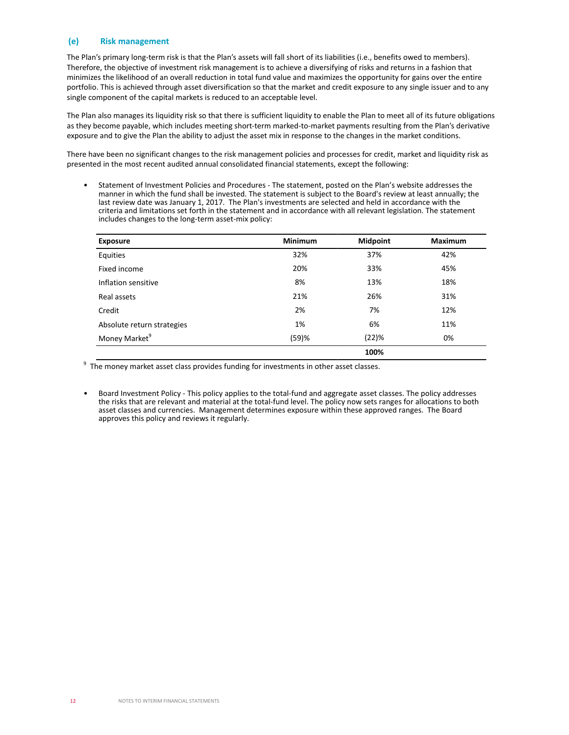### (e) Risk management

The Plan's primary long-term risk is that the Plan's assets will fall short of its liabilities (i.e., benefits owed to members). Therefore, the objective of investment risk management is to achieve a diversifying of risks and returns in a fashion that minimizes the likelihood of an overall reduction in total fund value and maximizes the opportunity for gains over the entire portfolio. This is achieved through asset diversification so that the market and credit exposure to any single issuer and to any single component of the capital markets is reduced to an acceptable level.

The Plan also manages its liquidity risk so that there is sufficient liquidity to enable the Plan to meet all of its future obligations as they become payable, which includes meeting short-term marked-to-market payments resulting from the Plan's derivative exposure and to give the Plan the ability to adjust the asset mix in response to the changes in the market conditions.

There have been no significant changes to the risk management policies and processes for credit, market and liquidity risk as presented in the most recent audited annual consolidated financial statements, except the following:

- Statement of Investment Policies and Procedures - The statement, posted on the Plan's website addresses the manner in which the fund shall be invested. The statement is subject to the Board's review at least annually; the last review date was January 1, 2017. The Plan's investments are selected and held in accordance with the criteria and limitations set forth in the statement and in accordance with all relevant legislation. The statement includes changes to the long-term asset-mix policy:

| Exposure | Minimum | Midpoint | Maximum |
|---|---|---|---|
| Equities | 32% | 37% | 42% |
| Fixed income | 20% | 33% | 45% |
| Inflation sensitive | 8% | 13% | 18% |
| Real assets | 21% | 26% | 31% |
| Credit | 2% | 7% | 12% |
| Absolute return strategies | 1% | 6% | 11% |
| Money Market[9] | (59)% | (22)% | 0% |
| | | **100%** | |

[9] The money market asset class provides funding for investments in other asset classes.

- Board Investment Policy - This policy applies to the total-fund and aggregate asset classes. The policy addresses the risks that are relevant and material at the total-fund level. The policy now sets ranges for allocations to both asset classes and currencies. Management determines exposure within these approved ranges. The Board approves this policy and reviews it regularly.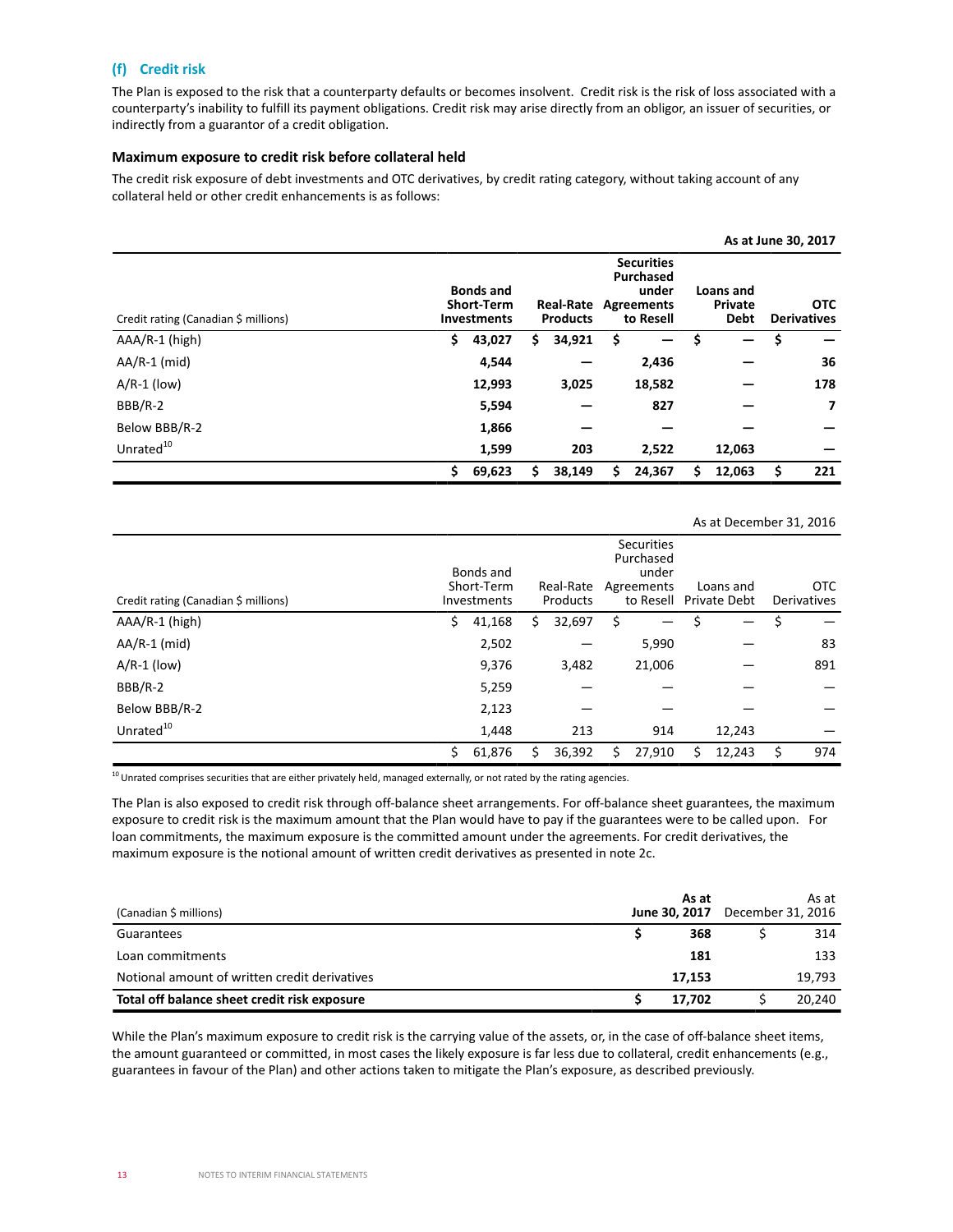### (f) Credit risk

The Plan is exposed to the risk that a counterparty defaults or becomes insolvent. Credit risk is the risk of loss associated with a counterparty's inability to fulfill its payment obligations. Credit risk may arise directly from an obligor, an issuer of securities, or indirectly from a guarantor of a credit obligation.

#### Maximum exposure to credit risk before collateral held

The credit risk exposure of debt investments and OTC derivatives, by credit rating category, without taking account of any collateral held or other credit enhancements is as follows:

**As at June 30, 2017**

| Credit rating (Canadian $ millions) | Bonds and Short-Term Investments | Real-Rate Products | Securities Purchased under Agreements to Resell | Loans and Private Debt | OTC Derivatives |
|---|---|---|---|---|---|
| AAA/R-1 (high) | $ 43,027 | $ 34,921 | $ — | $ — | $ — |
| AA/R-1 (mid) | 4,544 | — | 2,436 | — | 36 |
| A/R-1 (low) | 12,993 | 3,025 | 18,582 | — | 178 |
| BBB/R-2 | 5,594 | — | 827 | — | 7 |
| Below BBB/R-2 | 1,866 | — | — | — | — |
| Unrated[10] | 1,599 | 203 | 2,522 | 12,063 | — |
| | $ 69,623 | $ 38,149 | $ 24,367 | $ 12,063 | $ 221 |

As at December 31, 2016

| Credit rating (Canadian $ millions) | Bonds and Short-Term Investments | Real-Rate Products | Securities Purchased under Agreements to Resell | Loans and Private Debt | OTC Derivatives |
|---|---|---|---|---|---|
| AAA/R-1 (high) | $ 41,168 | $ 32,697 | $ — | $ — | $ — |
| AA/R-1 (mid) | 2,502 | — | 5,990 | — | 83 |
| A/R-1 (low) | 9,376 | 3,482 | 21,006 | — | 891 |
| BBB/R-2 | 5,259 | — | — | — | — |
| Below BBB/R-2 | 2,123 | — | — | — | — |
| Unrated[10] | 1,448 | 213 | 914 | 12,243 | — |
| | $ 61,876 | $ 36,392 | $ 27,910 | $ 12,243 | $ 974 |

[10] Unrated comprises securities that are either privately held, managed externally, or not rated by the rating agencies.

The Plan is also exposed to credit risk through off-balance sheet arrangements. For off-balance sheet guarantees, the maximum exposure to credit risk is the maximum amount that the Plan would have to pay if the guarantees were to be called upon. For loan commitments, the maximum exposure is the committed amount under the agreements. For credit derivatives, the maximum exposure is the notional amount of written credit derivatives as presented in note 2c.

| (Canadian $ millions) | As at June 30, 2017 | As at December 31, 2016 |
|---|---|---|
| Guarantees | $ 368 | $ 314 |
| Loan commitments | 181 | 133 |
| Notional amount of written credit derivatives | 17,153 | 19,793 |
| **Total off balance sheet credit risk exposure** | **$ 17,702** | $ 20,240 |

While the Plan's maximum exposure to credit risk is the carrying value of the assets, or, in the case of off-balance sheet items, the amount guaranteed or committed, in most cases the likely exposure is far less due to collateral, credit enhancements (e.g., guarantees in favour of the Plan) and other actions taken to mitigate the Plan's exposure, as described previously.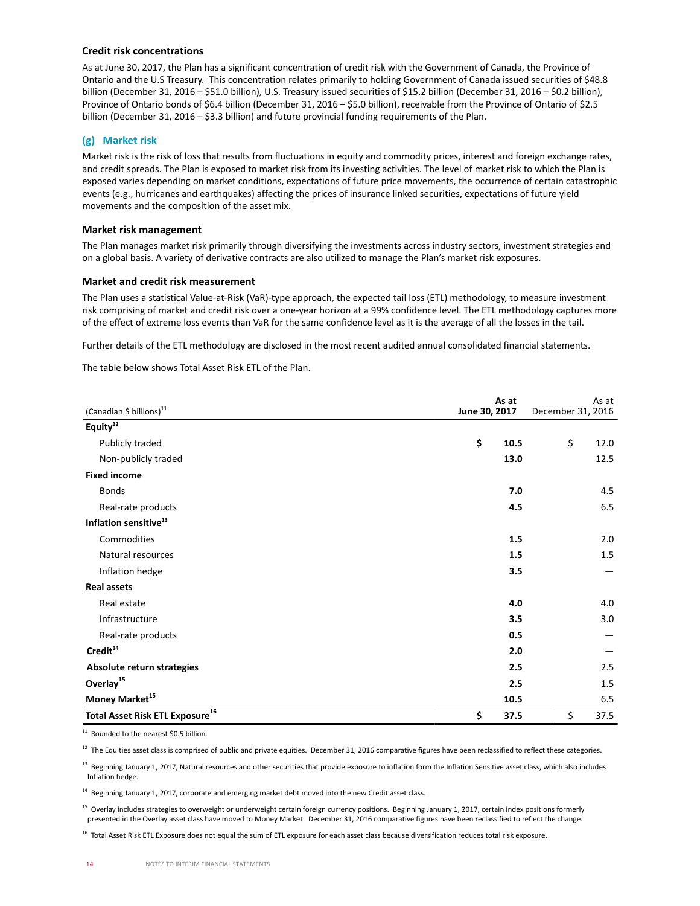### Credit risk concentrations

As at June 30, 2017, the Plan has a significant concentration of credit risk with the Government of Canada, the Province of Ontario and the U.S Treasury. This concentration relates primarily to holding Government of Canada issued securities of $48.8 billion (December 31, 2016 – $51.0 billion), U.S. Treasury issued securities of $15.2 billion (December 31, 2016 – $0.2 billion), Province of Ontario bonds of $6.4 billion (December 31, 2016 – $5.0 billion), receivable from the Province of Ontario of $2.5 billion (December 31, 2016 – $3.3 billion) and future provincial funding requirements of the Plan.

## (g) Market risk

Market risk is the risk of loss that results from fluctuations in equity and commodity prices, interest and foreign exchange rates, and credit spreads. The Plan is exposed to market risk from its investing activities. The level of market risk to which the Plan is exposed varies depending on market conditions, expectations of future price movements, the occurrence of certain catastrophic events (e.g., hurricanes and earthquakes) affecting the prices of insurance linked securities, expectations of future yield movements and the composition of the asset mix.

### Market risk management

The Plan manages market risk primarily through diversifying the investments across industry sectors, investment strategies and on a global basis. A variety of derivative contracts are also utilized to manage the Plan's market risk exposures.

### Market and credit risk measurement

The Plan uses a statistical Value-at-Risk (VaR)-type approach, the expected tail loss (ETL) methodology, to measure investment risk comprising of market and credit risk over a one-year horizon at a 99% confidence level. The ETL methodology captures more of the effect of extreme loss events than VaR for the same confidence level as it is the average of all the losses in the tail.

Further details of the ETL methodology are disclosed in the most recent audited annual consolidated financial statements.

The table below shows Total Asset Risk ETL of the Plan.

| (Canadian $ billions)[11] | As at June 30, 2017 | As at December 31, 2016 |
|---|---|---|
| **Equity**[12] | | |
| Publicly traded | **$ 10.5** | $ 12.0 |
| Non-publicly traded | **13.0** | 12.5 |
| **Fixed income** | | |
| Bonds | **7.0** | 4.5 |
| Real-rate products | **4.5** | 6.5 |
| **Inflation sensitive**[13] | | |
| Commodities | **1.5** | 2.0 |
| Natural resources | **1.5** | 1.5 |
| Inflation hedge | **3.5** | — |
| **Real assets** | | |
| Real estate | **4.0** | 4.0 |
| Infrastructure | **3.5** | 3.0 |
| Real-rate products | **0.5** | — |
| **Credit**[14] | **2.0** | — |
| **Absolute return strategies** | **2.5** | 2.5 |
| **Overlay**[15] | **2.5** | 1.5 |
| **Money Market**[15] | **10.5** | 6.5 |
| **Total Asset Risk ETL Exposure**[16] | **$ 37.5** | $ 37.5 |

[11] Rounded to the nearest $0.5 billion.

[12] The Equities asset class is comprised of public and private equities. December 31, 2016 comparative figures have been reclassified to reflect these categories.

[13] Beginning January 1, 2017, Natural resources and other securities that provide exposure to inflation form the Inflation Sensitive asset class, which also includes Inflation hedge.

[14] Beginning January 1, 2017, corporate and emerging market debt moved into the new Credit asset class.

[15] Overlay includes strategies to overweight or underweight certain foreign currency positions. Beginning January 1, 2017, certain index positions formerly presented in the Overlay asset class have moved to Money Market. December 31, 2016 comparative figures have been reclassified to reflect the change.

[16] Total Asset Risk ETL Exposure does not equal the sum of ETL exposure for each asset class because diversification reduces total risk exposure.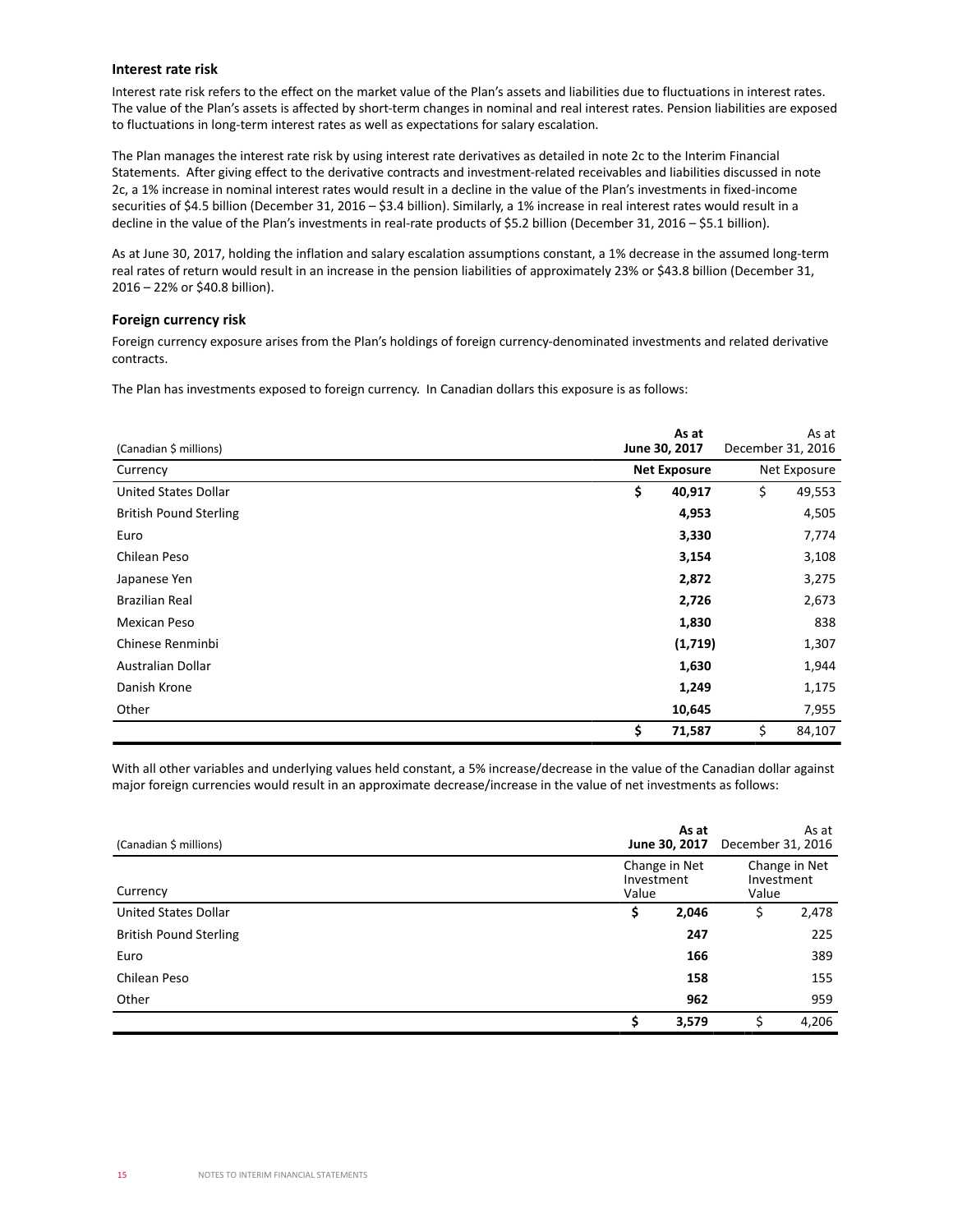### Interest rate risk

Interest rate risk refers to the effect on the market value of the Plan's assets and liabilities due to fluctuations in interest rates. The value of the Plan's assets is affected by short-term changes in nominal and real interest rates. Pension liabilities are exposed to fluctuations in long-term interest rates as well as expectations for salary escalation.

The Plan manages the interest rate risk by using interest rate derivatives as detailed in note 2c to the Interim Financial Statements. After giving effect to the derivative contracts and investment-related receivables and liabilities discussed in note 2c, a 1% increase in nominal interest rates would result in a decline in the value of the Plan's investments in fixed-income securities of $4.5 billion (December 31, 2016 – $3.4 billion). Similarly, a 1% increase in real interest rates would result in a decline in the value of the Plan's investments in real-rate products of $5.2 billion (December 31, 2016 – $5.1 billion).

As at June 30, 2017, holding the inflation and salary escalation assumptions constant, a 1% decrease in the assumed long-term real rates of return would result in an increase in the pension liabilities of approximately 23% or $43.8 billion (December 31, 2016 – 22% or $40.8 billion).

### Foreign currency risk

Foreign currency exposure arises from the Plan's holdings of foreign currency-denominated investments and related derivative contracts.

The Plan has investments exposed to foreign currency. In Canadian dollars this exposure is as follows:

| (Canadian $ millions) | **As at June 30, 2017** | As at December 31, 2016 |
|---|---|---|
| Currency | **Net Exposure** | Net Exposure |
| United States Dollar | **$ 40,917** | $ 49,553 |
| British Pound Sterling | **4,953** | 4,505 |
| Euro | **3,330** | 7,774 |
| Chilean Peso | **3,154** | 3,108 |
| Japanese Yen | **2,872** | 3,275 |
| Brazilian Real | **2,726** | 2,673 |
| Mexican Peso | **1,830** | 838 |
| Chinese Renminbi | **(1,719)** | 1,307 |
| Australian Dollar | **1,630** | 1,944 |
| Danish Krone | **1,249** | 1,175 |
| Other | **10,645** | 7,955 |
| | **$ 71,587** | $ 84,107 |

With all other variables and underlying values held constant, a 5% increase/decrease in the value of the Canadian dollar against major foreign currencies would result in an approximate decrease/increase in the value of net investments as follows:

| (Canadian $ millions) | **As at June 30, 2017** | As at December 31, 2016 |
|---|---|---|
| Currency | Change in Net Investment Value | Change in Net Investment Value |
| United States Dollar | **$ 2,046** | $ 2,478 |
| British Pound Sterling | **247** | 225 |
| Euro | **166** | 389 |
| Chilean Peso | **158** | 155 |
| Other | **962** | 959 |
| | **$ 3,579** | $ 4,206 |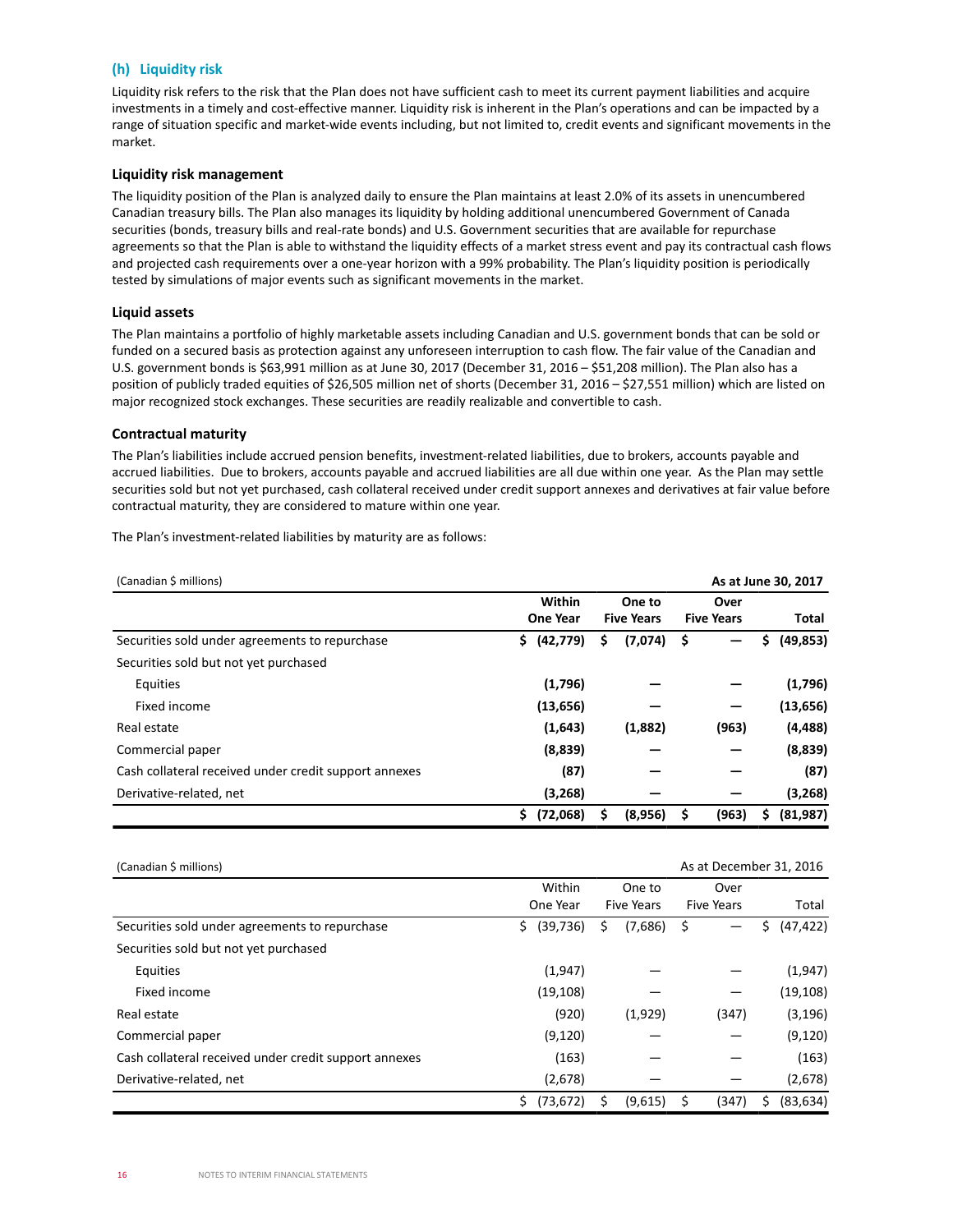### (h) Liquidity risk

Liquidity risk refers to the risk that the Plan does not have sufficient cash to meet its current payment liabilities and acquire investments in a timely and cost-effective manner. Liquidity risk is inherent in the Plan's operations and can be impacted by a range of situation specific and market-wide events including, but not limited to, credit events and significant movements in the market.

#### Liquidity risk management

The liquidity position of the Plan is analyzed daily to ensure the Plan maintains at least 2.0% of its assets in unencumbered Canadian treasury bills. The Plan also manages its liquidity by holding additional unencumbered Government of Canada securities (bonds, treasury bills and real-rate bonds) and U.S. Government securities that are available for repurchase agreements so that the Plan is able to withstand the liquidity effects of a market stress event and pay its contractual cash flows and projected cash requirements over a one-year horizon with a 99% probability. The Plan's liquidity position is periodically tested by simulations of major events such as significant movements in the market.

#### Liquid assets

The Plan maintains a portfolio of highly marketable assets including Canadian and U.S. government bonds that can be sold or funded on a secured basis as protection against any unforeseen interruption to cash flow. The fair value of the Canadian and U.S. government bonds is $63,991 million as at June 30, 2017 (December 31, 2016 – $51,208 million). The Plan also has a position of publicly traded equities of $26,505 million net of shorts (December 31, 2016 – $27,551 million) which are listed on major recognized stock exchanges. These securities are readily realizable and convertible to cash.

#### Contractual maturity

The Plan's liabilities include accrued pension benefits, investment-related liabilities, due to brokers, accounts payable and accrued liabilities. Due to brokers, accounts payable and accrued liabilities are all due within one year. As the Plan may settle securities sold but not yet purchased, cash collateral received under credit support annexes and derivatives at fair value before contractual maturity, they are considered to mature within one year.

The Plan's investment-related liabilities by maturity are as follows:

| (Canadian $ millions) | | | | **As at June 30, 2017** |
|---|---|---|---|---|
| | **Within One Year** | **One to Five Years** | **Over Five Years** | **Total** |
| Securities sold under agreements to repurchase | **$ (42,779)** | **$ (7,074)** | **$ —** | **$ (49,853)** |
| Securities sold but not yet purchased | | | | |
| Equities | **(1,796)** | **—** | **—** | **(1,796)** |
| Fixed income | **(13,656)** | **—** | **—** | **(13,656)** |
| Real estate | **(1,643)** | **(1,882)** | **(963)** | **(4,488)** |
| Commercial paper | **(8,839)** | **—** | **—** | **(8,839)** |
| Cash collateral received under credit support annexes | **(87)** | **—** | **—** | **(87)** |
| Derivative-related, net | **(3,268)** | **—** | **—** | **(3,268)** |
| | **$ (72,068)** | **$ (8,956)** | **$ (963)** | **$ (81,987)** |

| (Canadian $ millions) | | | | As at December 31, 2016 |
|---|---|---|---|---|
| | Within One Year | One to Five Years | Over Five Years | Total |
| Securities sold under agreements to repurchase | $ (39,736) | $ (7,686) | $ — | $ (47,422) |
| Securities sold but not yet purchased | | | | |
| Equities | (1,947) | — | — | (1,947) |
| Fixed income | (19,108) | — | — | (19,108) |
| Real estate | (920) | (1,929) | (347) | (3,196) |
| Commercial paper | (9,120) | — | — | (9,120) |
| Cash collateral received under credit support annexes | (163) | — | — | (163) |
| Derivative-related, net | (2,678) | — | — | (2,678) |
| | $ (73,672) | $ (9,615) | $ (347) | $ (83,634) |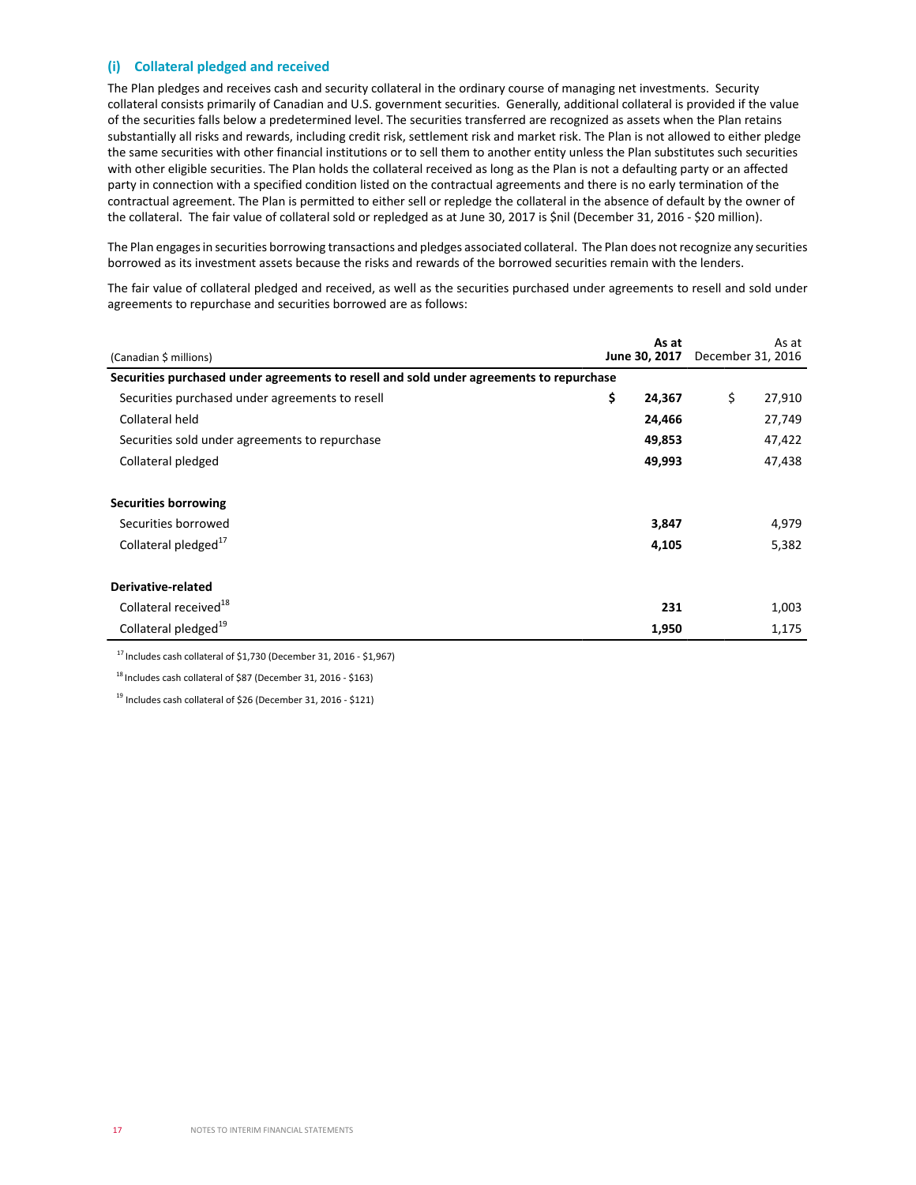### (i) Collateral pledged and received

The Plan pledges and receives cash and security collateral in the ordinary course of managing net investments. Security collateral consists primarily of Canadian and U.S. government securities. Generally, additional collateral is provided if the value of the securities falls below a predetermined level. The securities transferred are recognized as assets when the Plan retains substantially all risks and rewards, including credit risk, settlement risk and market risk. The Plan is not allowed to either pledge the same securities with other financial institutions or to sell them to another entity unless the Plan substitutes such securities with other eligible securities. The Plan holds the collateral received as long as the Plan is not a defaulting party or an affected party in connection with a specified condition listed on the contractual agreements and there is no early termination of the contractual agreement. The Plan is permitted to either sell or repledge the collateral in the absence of default by the owner of the collateral. The fair value of collateral sold or repledged as at June 30, 2017 is $nil (December 31, 2016 - $20 million).

The Plan engages in securities borrowing transactions and pledges associated collateral. The Plan does not recognize any securities borrowed as its investment assets because the risks and rewards of the borrowed securities remain with the lenders.

The fair value of collateral pledged and received, as well as the securities purchased under agreements to resell and sold under agreements to repurchase and securities borrowed are as follows:

| (Canadian $ millions) | **As at June 30, 2017** | As at December 31, 2016 |
|---|---|---|
| **Securities purchased under agreements to resell and sold under agreements to repurchase** | | |
| Securities purchased under agreements to resell | **$ 24,367** | $ 27,910 |
| Collateral held | **24,466** | 27,749 |
| Securities sold under agreements to repurchase | **49,853** | 47,422 |
| Collateral pledged | **49,993** | 47,438 |
| | | |
| **Securities borrowing** | | |
| Securities borrowed | **3,847** | 4,979 |
| Collateral pledged[17] | **4,105** | 5,382 |
| | | |
| **Derivative-related** | | |
| Collateral received[18] | **231** | 1,003 |
| Collateral pledged[19] | **1,950** | 1,175 |

[17] Includes cash collateral of $1,730 (December 31, 2016 - $1,967)

[18] Includes cash collateral of $87 (December 31, 2016 - $163)

[19] Includes cash collateral of $26 (December 31, 2016 - $121)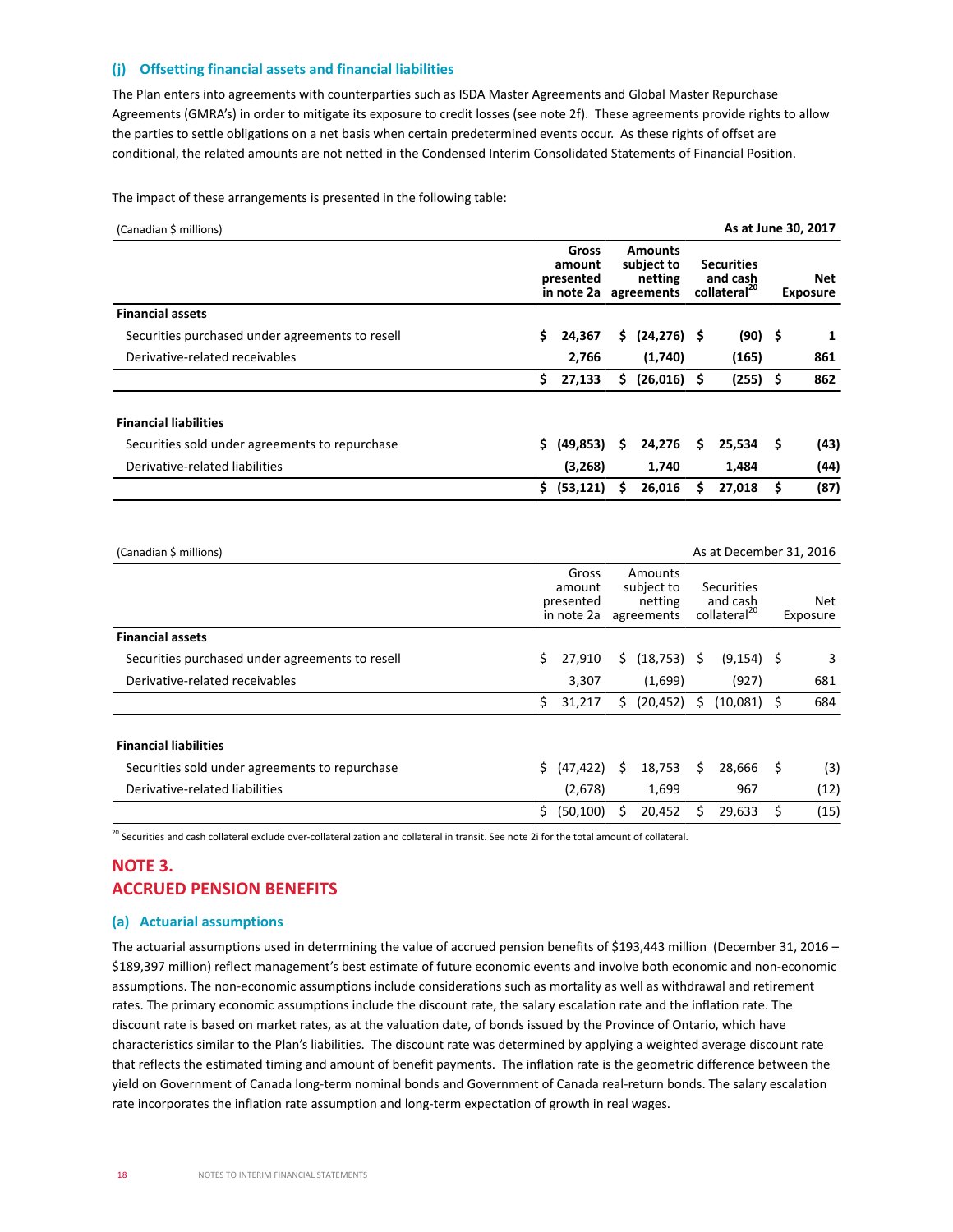### (j) Offsetting financial assets and financial liabilities

The Plan enters into agreements with counterparties such as ISDA Master Agreements and Global Master Repurchase Agreements (GMRA's) in order to mitigate its exposure to credit losses (see note 2f). These agreements provide rights to allow the parties to settle obligations on a net basis when certain predetermined events occur. As these rights of offset are conditional, the related amounts are not netted in the Condensed Interim Consolidated Statements of Financial Position.

The impact of these arrangements is presented in the following table:

| (Canadian $ millions) | | | | As at June 30, 2017 |
|---|---|---|---|---|
| | **Gross amount presented in note 2a** | **Amounts subject to netting agreements** | **Securities and cash collateral[20]** | **Net Exposure** |
| **Financial assets** | | | | |
| Securities purchased under agreements to resell | **$ 24,367** | **$ (24,276)** | **$ (90)** | **$ 1** |
| Derivative-related receivables | **2,766** | **(1,740)** | **(165)** | **861** |
| | **$ 27,133** | **$ (26,016)** | **$ (255)** | **$ 862** |
| **Financial liabilities** | | | | |
| Securities sold under agreements to repurchase | **$ (49,853)** | **$ 24,276** | **$ 25,534** | **$ (43)** |
| Derivative-related liabilities | **(3,268)** | **1,740** | **1,484** | **(44)** |
| | **$ (53,121)** | **$ 26,016** | **$ 27,018** | **$ (87)** |

| (Canadian $ millions) | | | | As at December 31, 2016 |
|---|---|---|---|---|
| | Gross amount presented in note 2a | Amounts subject to netting agreements | Securities and cash collateral[20] | Net Exposure |
| **Financial assets** | | | | |
| Securities purchased under agreements to resell | $ 27,910 | $ (18,753) | $ (9,154) | $ 3 |
| Derivative-related receivables | 3,307 | (1,699) | (927) | 681 |
| | $ 31,217 | $ (20,452) | $ (10,081) | $ 684 |
| **Financial liabilities** | | | | |
| Securities sold under agreements to repurchase | $ (47,422) | $ 18,753 | $ 28,666 | $ (3) |
| Derivative-related liabilities | (2,678) | 1,699 | 967 | (12) |
| | $ (50,100) | $ 20,452 | $ 29,633 | $ (15) |

[20] Securities and cash collateral exclude over-collateralization and collateral in transit. See note 2i for the total amount of collateral.

## NOTE 3.
## ACCRUED PENSION BENEFITS

### (a) Actuarial assumptions

The actuarial assumptions used in determining the value of accrued pension benefits of $193,443 million (December 31, 2016 – $189,397 million) reflect management's best estimate of future economic events and involve both economic and non-economic assumptions. The non-economic assumptions include considerations such as mortality as well as withdrawal and retirement rates. The primary economic assumptions include the discount rate, the salary escalation rate and the inflation rate. The discount rate is based on market rates, as at the valuation date, of bonds issued by the Province of Ontario, which have characteristics similar to the Plan's liabilities. The discount rate was determined by applying a weighted average discount rate that reflects the estimated timing and amount of benefit payments. The inflation rate is the geometric difference between the yield on Government of Canada long-term nominal bonds and Government of Canada real-return bonds. The salary escalation rate incorporates the inflation rate assumption and long-term expectation of growth in real wages.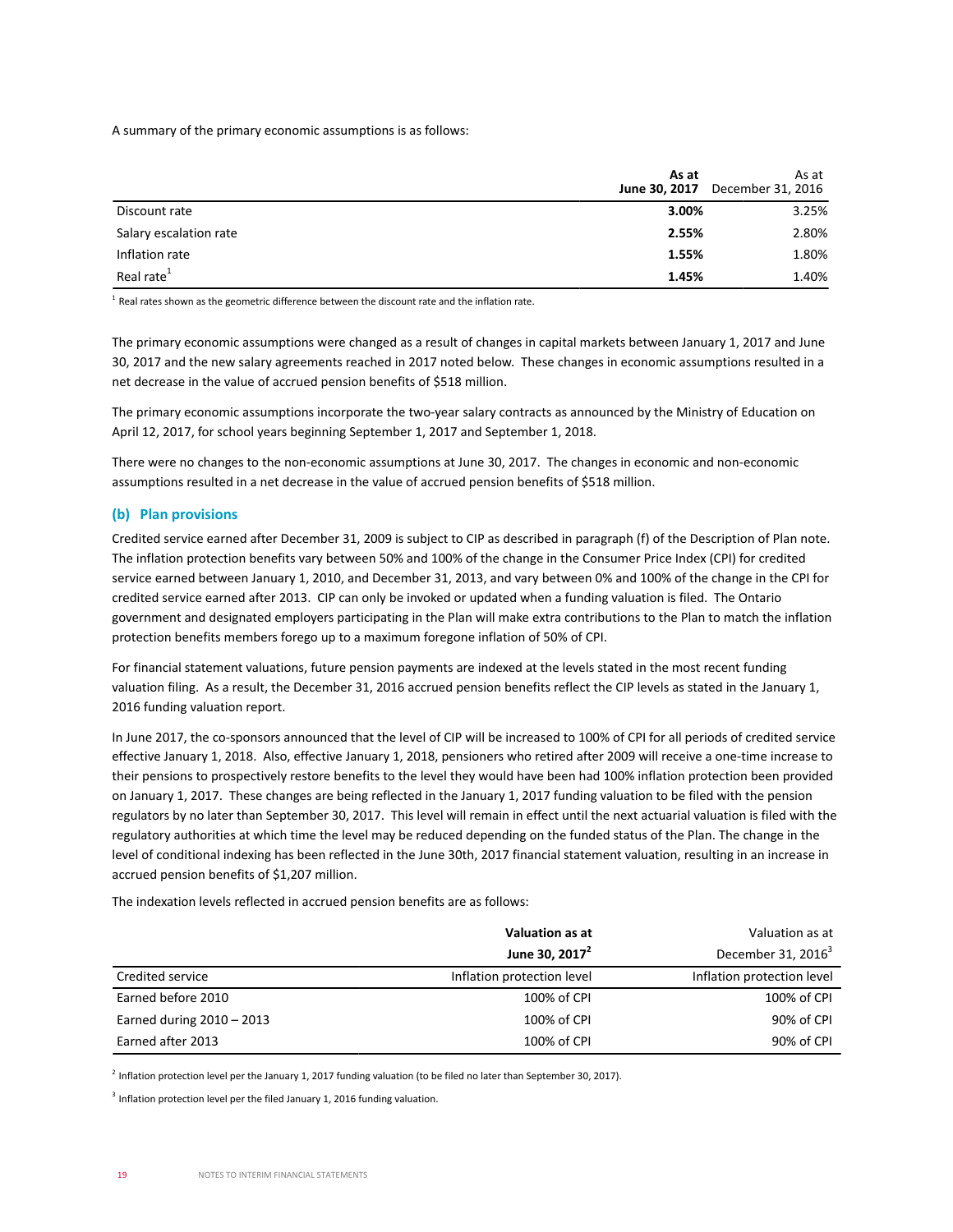A summary of the primary economic assumptions is as follows:

| | **As at June 30, 2017** | As at December 31, 2016 |
|---|---|---|
| Discount rate | **3.00%** | 3.25% |
| Salary escalation rate | **2.55%** | 2.80% |
| Inflation rate | **1.55%** | 1.80% |
| Real rate[1] | **1.45%** | 1.40% |

[1] Real rates shown as the geometric difference between the discount rate and the inflation rate.

The primary economic assumptions were changed as a result of changes in capital markets between January 1, 2017 and June 30, 2017 and the new salary agreements reached in 2017 noted below. These changes in economic assumptions resulted in a net decrease in the value of accrued pension benefits of $518 million.

The primary economic assumptions incorporate the two-year salary contracts as announced by the Ministry of Education on April 12, 2017, for school years beginning September 1, 2017 and September 1, 2018.

There were no changes to the non-economic assumptions at June 30, 2017. The changes in economic and non-economic assumptions resulted in a net decrease in the value of accrued pension benefits of $518 million.

### (b) Plan provisions

Credited service earned after December 31, 2009 is subject to CIP as described in paragraph (f) of the Description of Plan note. The inflation protection benefits vary between 50% and 100% of the change in the Consumer Price Index (CPI) for credited service earned between January 1, 2010, and December 31, 2013, and vary between 0% and 100% of the change in the CPI for credited service earned after 2013. CIP can only be invoked or updated when a funding valuation is filed. The Ontario government and designated employers participating in the Plan will make extra contributions to the Plan to match the inflation protection benefits members forego up to a maximum foregone inflation of 50% of CPI.

For financial statement valuations, future pension payments are indexed at the levels stated in the most recent funding valuation filing. As a result, the December 31, 2016 accrued pension benefits reflect the CIP levels as stated in the January 1, 2016 funding valuation report.

In June 2017, the co-sponsors announced that the level of CIP will be increased to 100% of CPI for all periods of credited service effective January 1, 2018. Also, effective January 1, 2018, pensioners who retired after 2009 will receive a one-time increase to their pensions to prospectively restore benefits to the level they would have been had 100% inflation protection been provided on January 1, 2017. These changes are being reflected in the January 1, 2017 funding valuation to be filed with the pension regulators by no later than September 30, 2017. This level will remain in effect until the next actuarial valuation is filed with the regulatory authorities at which time the level may be reduced depending on the funded status of the Plan. The change in the level of conditional indexing has been reflected in the June 30th, 2017 financial statement valuation, resulting in an increase in accrued pension benefits of $1,207 million.

The indexation levels reflected in accrued pension benefits are as follows:

| | **Valuation as at June 30, 2017**[2] | Valuation as at December 31, 2016[3] |
|---|---|---|
| Credited service | Inflation protection level | Inflation protection level |
| Earned before 2010 | 100% of CPI | 100% of CPI |
| Earned during 2010 – 2013 | 100% of CPI | 90% of CPI |
| Earned after 2013 | 100% of CPI | 90% of CPI |

[2] Inflation protection level per the January 1, 2017 funding valuation (to be filed no later than September 30, 2017).

[3] Inflation protection level per the filed January 1, 2016 funding valuation.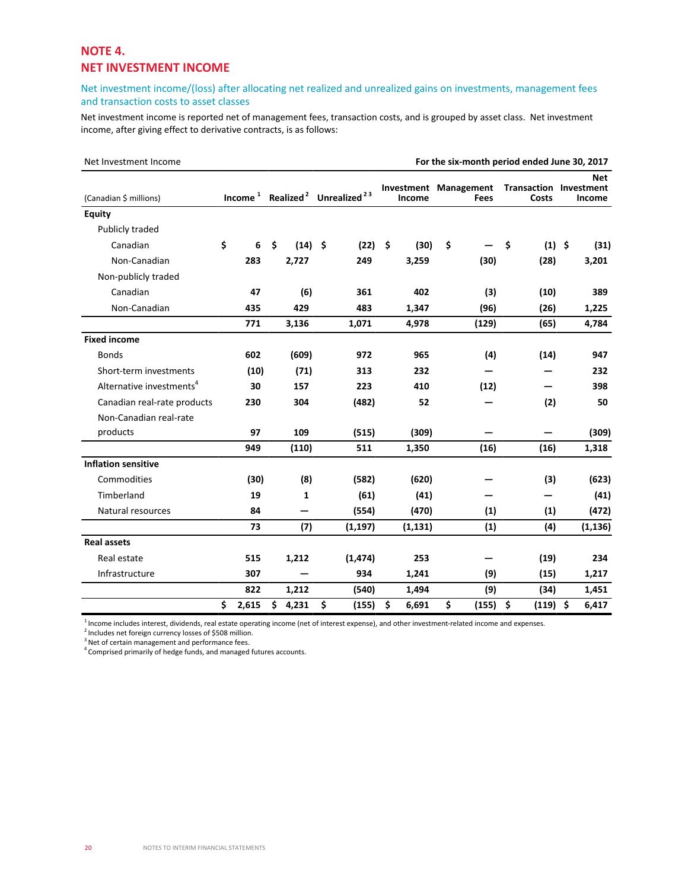# NOTE 4.
# NET INVESTMENT INCOME

## Net investment income/(loss) after allocating net realized and unrealized gains on investments, management fees and transaction costs to asset classes

Net investment income is reported net of management fees, transaction costs, and is grouped by asset class. Net investment income, after giving effect to derivative contracts, is as follows:

| Net Investment Income | For the six-month period ended June 30, 2017 | | | | | | |
|---|---|---|---|---|---|---|---|
| (Canadian $ millions) | Income [1] | Realized [2] | Unrealized [2 3] | Investment Income | Management Fees | Transaction Costs | Net Investment Income |
| **Equity** | | | | | | | |
| Publicly traded | | | | | | | |
| Canadian | $ 6 | $ (14) | $ (22) | $ (30) | $ — | $ (1) | $ (31) |
| Non-Canadian | 283 | 2,727 | 249 | 3,259 | (30) | (28) | 3,201 |
| Non-publicly traded | | | | | | | |
| Canadian | 47 | (6) | 361 | 402 | (3) | (10) | 389 |
| Non-Canadian | 435 | 429 | 483 | 1,347 | (96) | (26) | 1,225 |
| | 771 | 3,136 | 1,071 | 4,978 | (129) | (65) | 4,784 |
| **Fixed income** | | | | | | | |
| Bonds | 602 | (609) | 972 | 965 | (4) | (14) | 947 |
| Short-term investments | (10) | (71) | 313 | 232 | — | — | 232 |
| Alternative investments[4] | 30 | 157 | 223 | 410 | (12) | — | 398 |
| Canadian real-rate products | 230 | 304 | (482) | 52 | — | (2) | 50 |
| Non-Canadian real-rate products | 97 | 109 | (515) | (309) | — | — | (309) |
| | 949 | (110) | 511 | 1,350 | (16) | (16) | 1,318 |
| **Inflation sensitive** | | | | | | | |
| Commodities | (30) | (8) | (582) | (620) | — | (3) | (623) |
| Timberland | 19 | 1 | (61) | (41) | — | — | (41) |
| Natural resources | 84 | — | (554) | (470) | (1) | (1) | (472) |
| | 73 | (7) | (1,197) | (1,131) | (1) | (4) | (1,136) |
| **Real assets** | | | | | | | |
| Real estate | 515 | 1,212 | (1,474) | 253 | — | (19) | 234 |
| Infrastructure | 307 | — | 934 | 1,241 | (9) | (15) | 1,217 |
| | 822 | 1,212 | (540) | 1,494 | (9) | (34) | 1,451 |
| | $ 2,615 | $ 4,231 | $ (155) | $ 6,691 | $ (155) | $ (119) | $ 6,417 |

[1] Income includes interest, dividends, real estate operating income (net of interest expense), and other investment-related income and expenses.
[2] Includes net foreign currency losses of $508 million.
[3] Net of certain management and performance fees.
[4] Comprised primarily of hedge funds, and managed futures accounts.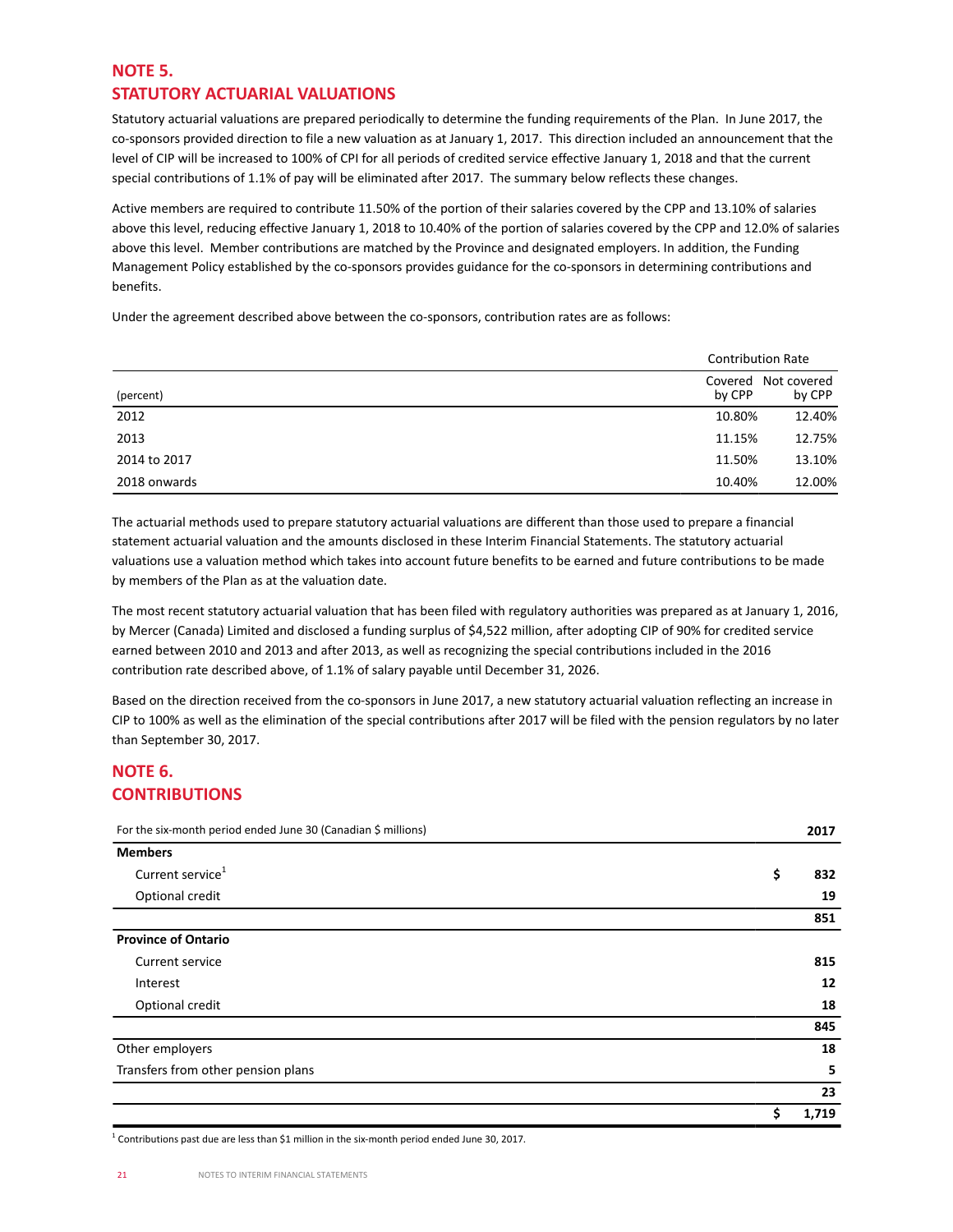## NOTE 5.
## STATUTORY ACTUARIAL VALUATIONS

Statutory actuarial valuations are prepared periodically to determine the funding requirements of the Plan. In June 2017, the co-sponsors provided direction to file a new valuation as at January 1, 2017. This direction included an announcement that the level of CIP will be increased to 100% of CPI for all periods of credited service effective January 1, 2018 and that the current special contributions of 1.1% of pay will be eliminated after 2017. The summary below reflects these changes.

Active members are required to contribute 11.50% of the portion of their salaries covered by the CPP and 13.10% of salaries above this level, reducing effective January 1, 2018 to 10.40% of the portion of salaries covered by the CPP and 12.0% of salaries above this level. Member contributions are matched by the Province and designated employers. In addition, the Funding Management Policy established by the co-sponsors provides guidance for the co-sponsors in determining contributions and benefits.

Under the agreement described above between the co-sponsors, contribution rates are as follows:

| | Contribution Rate | |
|---|---|---|
| (percent) | Covered by CPP | Not covered by CPP |
| 2012 | 10.80% | 12.40% |
| 2013 | 11.15% | 12.75% |
| 2014 to 2017 | 11.50% | 13.10% |
| 2018 onwards | 10.40% | 12.00% |

The actuarial methods used to prepare statutory actuarial valuations are different than those used to prepare a financial statement actuarial valuation and the amounts disclosed in these Interim Financial Statements. The statutory actuarial valuations use a valuation method which takes into account future benefits to be earned and future contributions to be made by members of the Plan as at the valuation date.

The most recent statutory actuarial valuation that has been filed with regulatory authorities was prepared as at January 1, 2016, by Mercer (Canada) Limited and disclosed a funding surplus of $4,522 million, after adopting CIP of 90% for credited service earned between 2010 and 2013 and after 2013, as well as recognizing the special contributions included in the 2016 contribution rate described above, of 1.1% of salary payable until December 31, 2026.

Based on the direction received from the co-sponsors in June 2017, a new statutory actuarial valuation reflecting an increase in CIP to 100% as well as the elimination of the special contributions after 2017 will be filed with the pension regulators by no later than September 30, 2017.

## NOTE 6.
## CONTRIBUTIONS

| For the six-month period ended June 30 (Canadian $ millions) | **2017** |
|---|---|
| **Members** | |
| Current service[1] | **$ 832** |
| Optional credit | **19** |
| | **851** |
| **Province of Ontario** | |
| Current service | **815** |
| Interest | **12** |
| Optional credit | **18** |
| | **845** |
| Other employers | **18** |
| Transfers from other pension plans | **5** |
| | **23** |
| | **$ 1,719** |

[1] Contributions past due are less than $1 million in the six-month period ended June 30, 2017.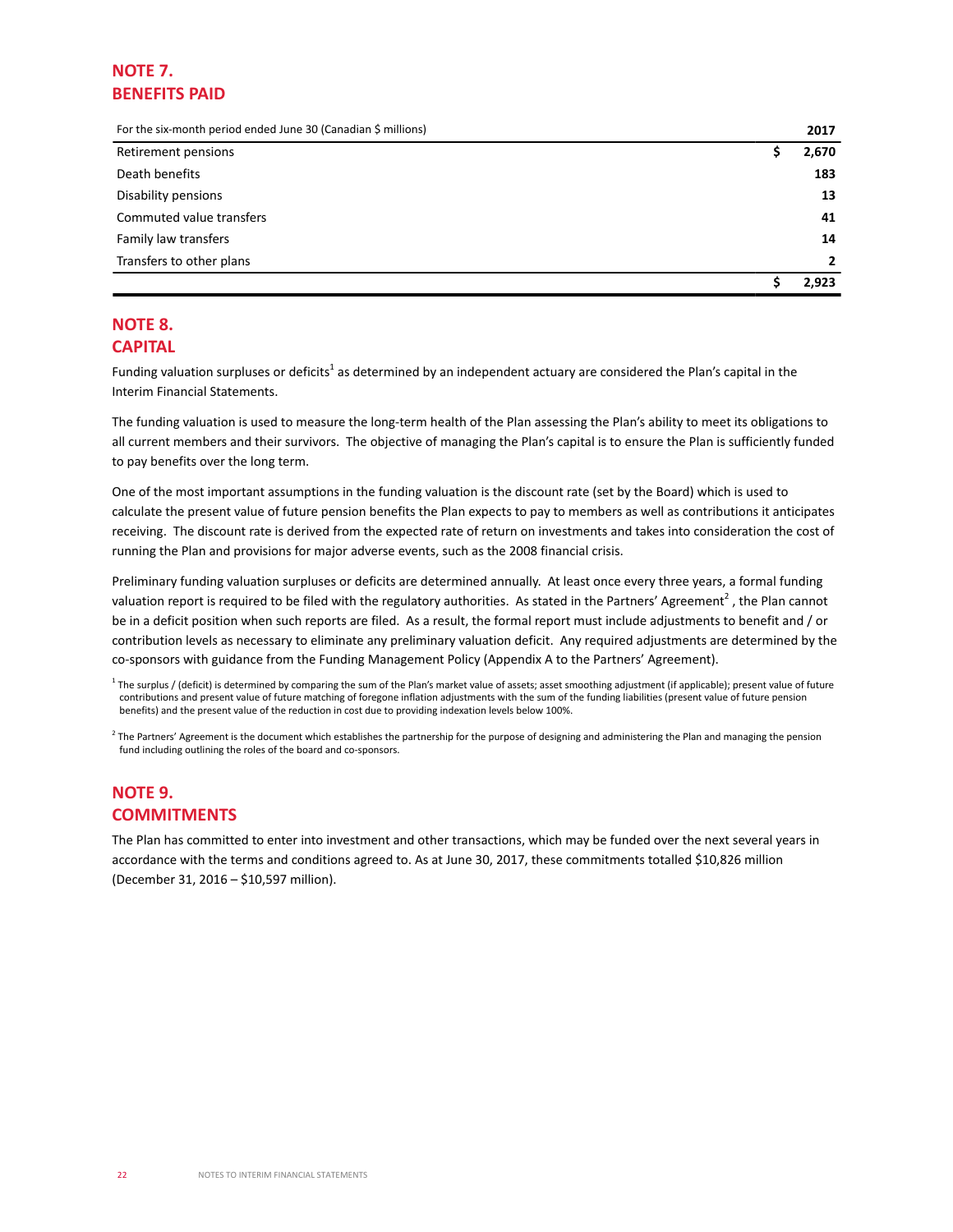## NOTE 7. BENEFITS PAID

| For the six-month period ended June 30 (Canadian $ millions) | 2017 |
|---|---|
| Retirement pensions | $ 2,670 |
| Death benefits | 183 |
| Disability pensions | 13 |
| Commuted value transfers | 41 |
| Family law transfers | 14 |
| Transfers to other plans | 2 |
| | $ 2,923 |

## NOTE 8. CAPITAL

Funding valuation surpluses or deficits[1] as determined by an independent actuary are considered the Plan's capital in the Interim Financial Statements.

The funding valuation is used to measure the long-term health of the Plan assessing the Plan's ability to meet its obligations to all current members and their survivors. The objective of managing the Plan's capital is to ensure the Plan is sufficiently funded to pay benefits over the long term.

One of the most important assumptions in the funding valuation is the discount rate (set by the Board) which is used to calculate the present value of future pension benefits the Plan expects to pay to members as well as contributions it anticipates receiving. The discount rate is derived from the expected rate of return on investments and takes into consideration the cost of running the Plan and provisions for major adverse events, such as the 2008 financial crisis.

Preliminary funding valuation surpluses or deficits are determined annually. At least once every three years, a formal funding valuation report is required to be filed with the regulatory authorities. As stated in the Partners' Agreement[2] , the Plan cannot be in a deficit position when such reports are filed. As a result, the formal report must include adjustments to benefit and / or contribution levels as necessary to eliminate any preliminary valuation deficit. Any required adjustments are determined by the co-sponsors with guidance from the Funding Management Policy (Appendix A to the Partners' Agreement).

[1] The surplus / (deficit) is determined by comparing the sum of the Plan's market value of assets; asset smoothing adjustment (if applicable); present value of future contributions and present value of future matching of foregone inflation adjustments with the sum of the funding liabilities (present value of future pension benefits) and the present value of the reduction in cost due to providing indexation levels below 100%.

[2] The Partners' Agreement is the document which establishes the partnership for the purpose of designing and administering the Plan and managing the pension fund including outlining the roles of the board and co-sponsors.

## NOTE 9. COMMITMENTS

The Plan has committed to enter into investment and other transactions, which may be funded over the next several years in accordance with the terms and conditions agreed to. As at June 30, 2017, these commitments totalled $10,826 million (December 31, 2016 – $10,597 million).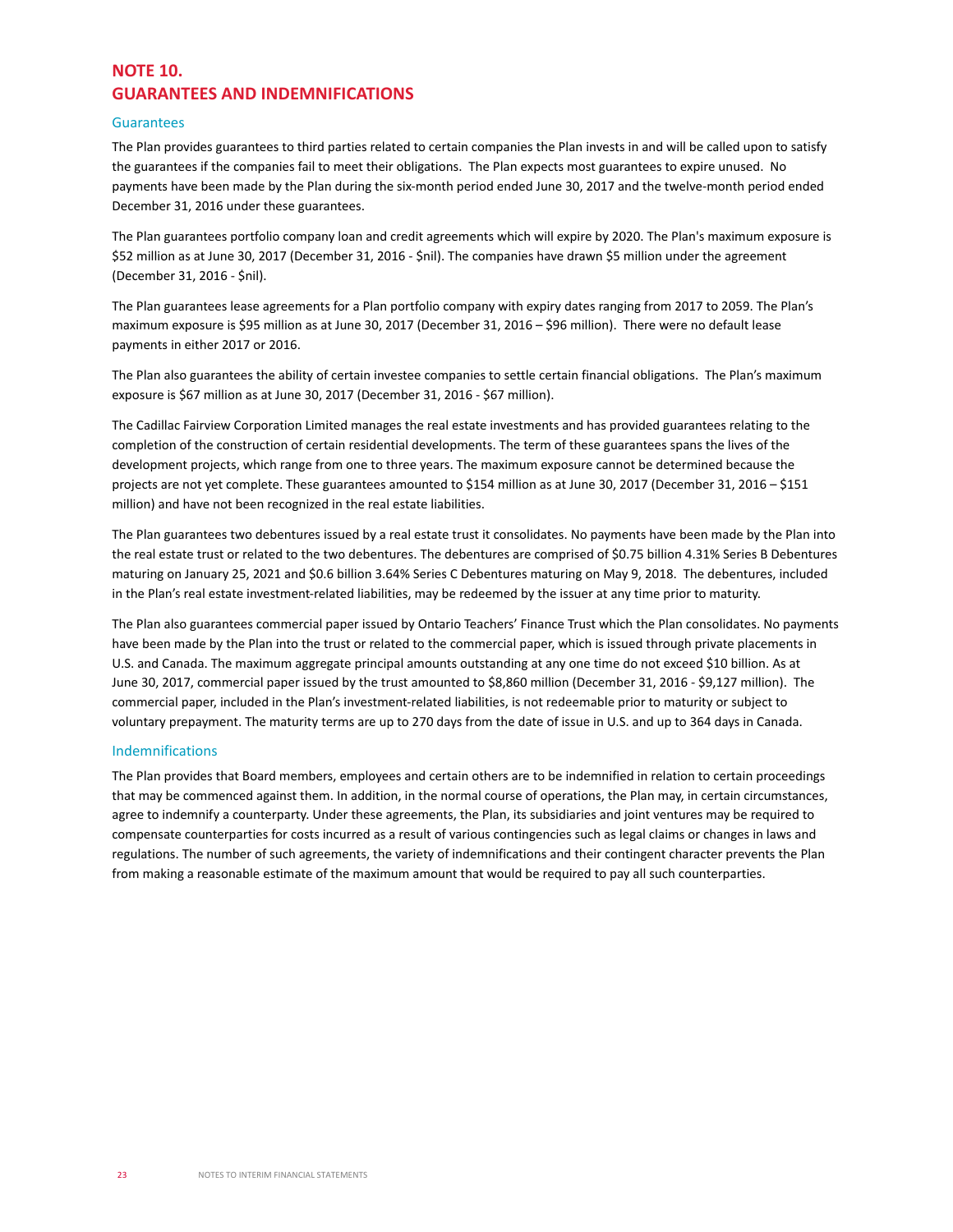## NOTE 10. GUARANTEES AND INDEMNIFICATIONS

### Guarantees

The Plan provides guarantees to third parties related to certain companies the Plan invests in and will be called upon to satisfy the guarantees if the companies fail to meet their obligations. The Plan expects most guarantees to expire unused. No payments have been made by the Plan during the six-month period ended June 30, 2017 and the twelve-month period ended December 31, 2016 under these guarantees.

The Plan guarantees portfolio company loan and credit agreements which will expire by 2020. The Plan's maximum exposure is $52 million as at June 30, 2017 (December 31, 2016 - $nil). The companies have drawn $5 million under the agreement (December 31, 2016 - $nil).

The Plan guarantees lease agreements for a Plan portfolio company with expiry dates ranging from 2017 to 2059. The Plan's maximum exposure is $95 million as at June 30, 2017 (December 31, 2016 – $96 million). There were no default lease payments in either 2017 or 2016.

The Plan also guarantees the ability of certain investee companies to settle certain financial obligations. The Plan's maximum exposure is $67 million as at June 30, 2017 (December 31, 2016 - $67 million).

The Cadillac Fairview Corporation Limited manages the real estate investments and has provided guarantees relating to the completion of the construction of certain residential developments. The term of these guarantees spans the lives of the development projects, which range from one to three years. The maximum exposure cannot be determined because the projects are not yet complete. These guarantees amounted to $154 million as at June 30, 2017 (December 31, 2016 – $151 million) and have not been recognized in the real estate liabilities.

The Plan guarantees two debentures issued by a real estate trust it consolidates. No payments have been made by the Plan into the real estate trust or related to the two debentures. The debentures are comprised of $0.75 billion 4.31% Series B Debentures maturing on January 25, 2021 and $0.6 billion 3.64% Series C Debentures maturing on May 9, 2018. The debentures, included in the Plan's real estate investment-related liabilities, may be redeemed by the issuer at any time prior to maturity.

The Plan also guarantees commercial paper issued by Ontario Teachers' Finance Trust which the Plan consolidates. No payments have been made by the Plan into the trust or related to the commercial paper, which is issued through private placements in U.S. and Canada. The maximum aggregate principal amounts outstanding at any one time do not exceed $10 billion. As at June 30, 2017, commercial paper issued by the trust amounted to $8,860 million (December 31, 2016 - $9,127 million). The commercial paper, included in the Plan's investment-related liabilities, is not redeemable prior to maturity or subject to voluntary prepayment. The maturity terms are up to 270 days from the date of issue in U.S. and up to 364 days in Canada.

### Indemnifications

The Plan provides that Board members, employees and certain others are to be indemnified in relation to certain proceedings that may be commenced against them. In addition, in the normal course of operations, the Plan may, in certain circumstances, agree to indemnify a counterparty. Under these agreements, the Plan, its subsidiaries and joint ventures may be required to compensate counterparties for costs incurred as a result of various contingencies such as legal claims or changes in laws and regulations. The number of such agreements, the variety of indemnifications and their contingent character prevents the Plan from making a reasonable estimate of the maximum amount that would be required to pay all such counterparties.